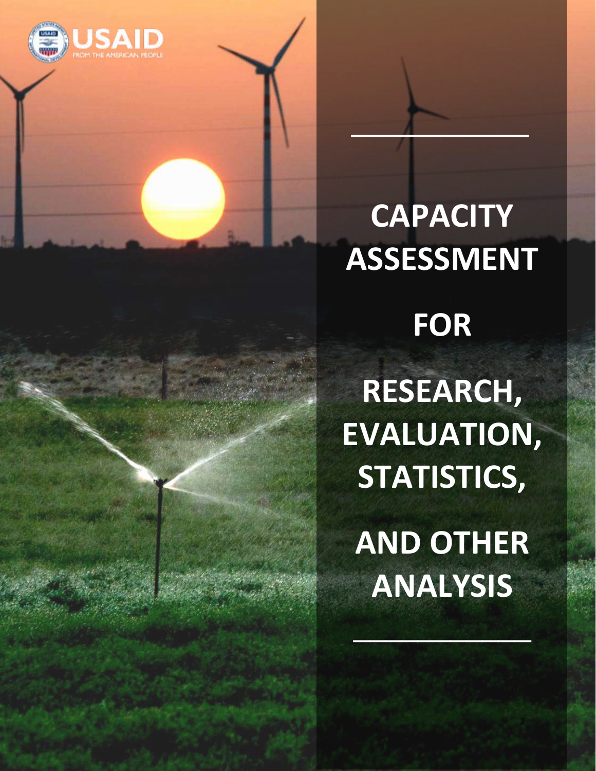# CAPACITY ASSESSMENT FOR RESEARCH, EVALUATION, STATISTICS, AND OTHER ANALYSIS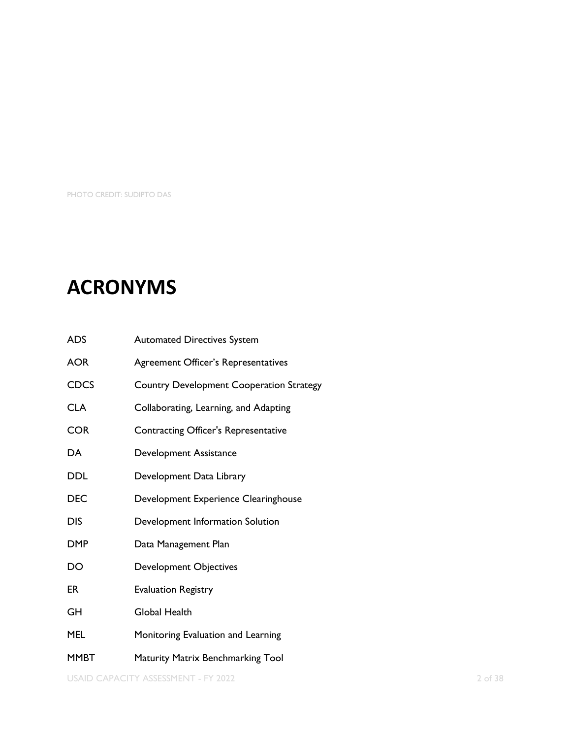PHOTO CREDIT: SUDIPTO DAS

# ACRONYMS

| | |
|---|---|
| ADS | Automated Directives System |
| AOR | Agreement Officer's Representatives |
| CDCS | Country Development Cooperation Strategy |
| CLA | Collaborating, Learning, and Adapting |
| COR | Contracting Officer's Representative |
| DA | Development Assistance |
| DDL | Development Data Library |
| DEC | Development Experience Clearinghouse |
| DIS | Development Information Solution |
| DMP | Data Management Plan |
| DO | Development Objectives |
| ER | Evaluation Registry |
| GH | Global Health |
| MEL | Monitoring Evaluation and Learning |
| MMBT | Maturity Matrix Benchmarking Tool |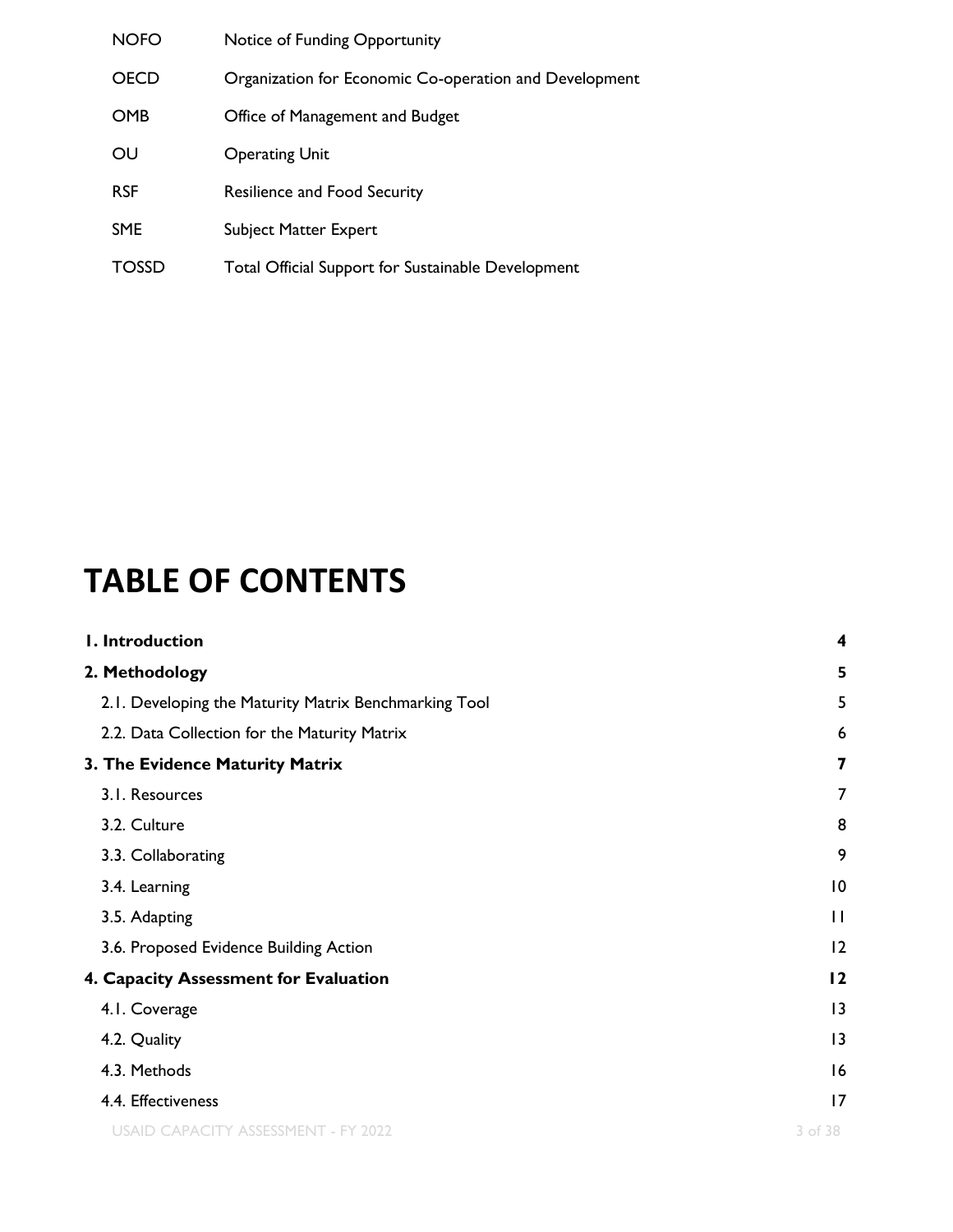| | |
|---|---|
| NOFO | Notice of Funding Opportunity |
| OECD | Organization for Economic Co-operation and Development |
| OMB | Office of Management and Budget |
| OU | Operating Unit |
| RSF | Resilience and Food Security |
| SME | Subject Matter Expert |
| TOSSD | Total Official Support for Sustainable Development |

# TABLE OF CONTENTS

| | |
|---|---|
| **1. Introduction** | **4** |
| **2. Methodology** | **5** |
| 2.1. Developing the Maturity Matrix Benchmarking Tool | 5 |
| 2.2. Data Collection for the Maturity Matrix | 6 |
| **3. The Evidence Maturity Matrix** | **7** |
| 3.1. Resources | 7 |
| 3.2. Culture | 8 |
| 3.3. Collaborating | 9 |
| 3.4. Learning | 10 |
| 3.5. Adapting | 11 |
| 3.6. Proposed Evidence Building Action | 12 |
| **4. Capacity Assessment for Evaluation** | **12** |
| 4.1. Coverage | 13 |
| 4.2. Quality | 13 |
| 4.3. Methods | 16 |
| 4.4. Effectiveness | 17 |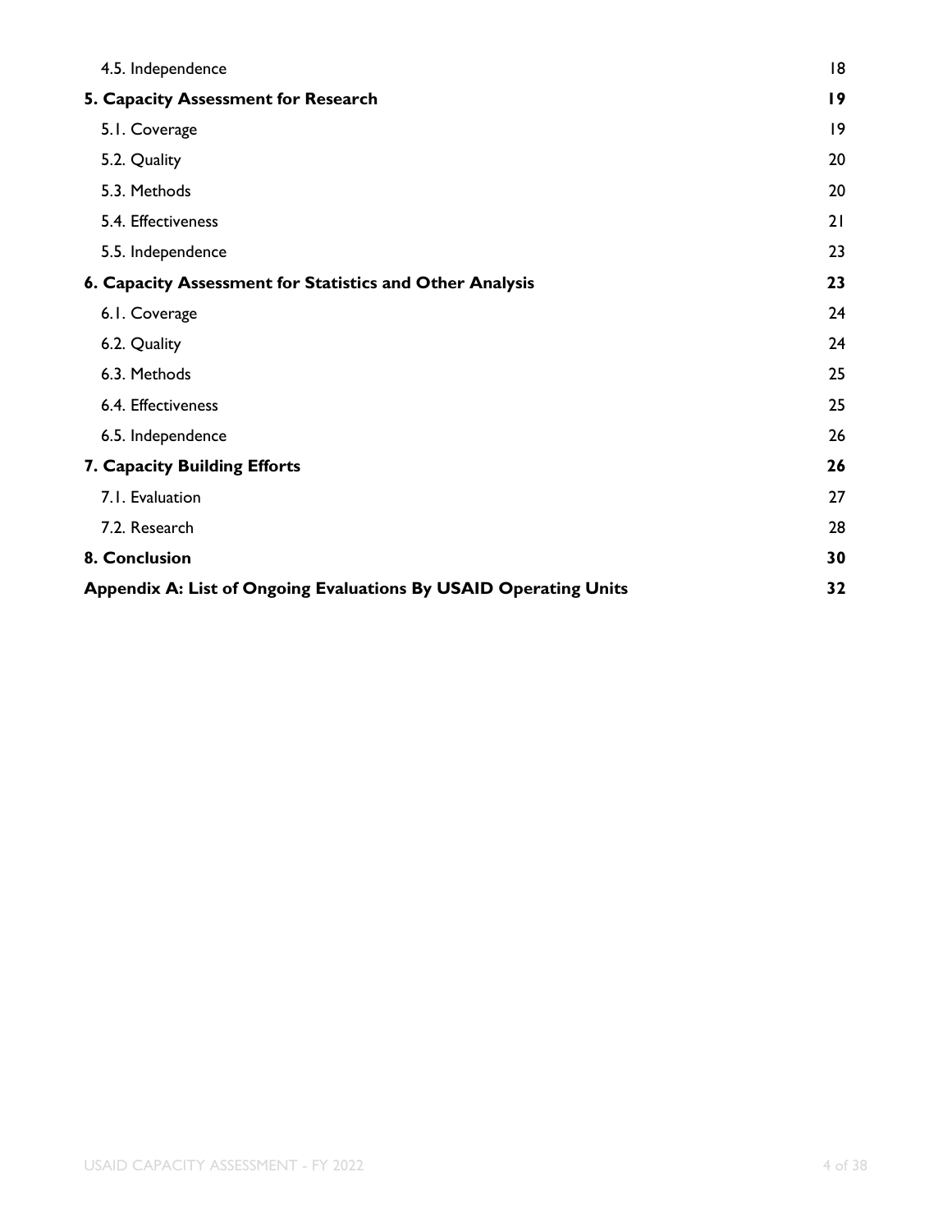| | |
|---|---|
| 4.5. Independence | 18 |
| **5. Capacity Assessment for Research** | **19** |
| 5.1. Coverage | 19 |
| 5.2. Quality | 20 |
| 5.3. Methods | 20 |
| 5.4. Effectiveness | 21 |
| 5.5. Independence | 23 |
| **6. Capacity Assessment for Statistics and Other Analysis** | **23** |
| 6.1. Coverage | 24 |
| 6.2. Quality | 24 |
| 6.3. Methods | 25 |
| 6.4. Effectiveness | 25 |
| 6.5. Independence | 26 |
| **7. Capacity Building Efforts** | **26** |
| 7.1. Evaluation | 27 |
| 7.2. Research | 28 |
| **8. Conclusion** | **30** |
| **Appendix A: List of Ongoing Evaluations By USAID Operating Units** | **32** |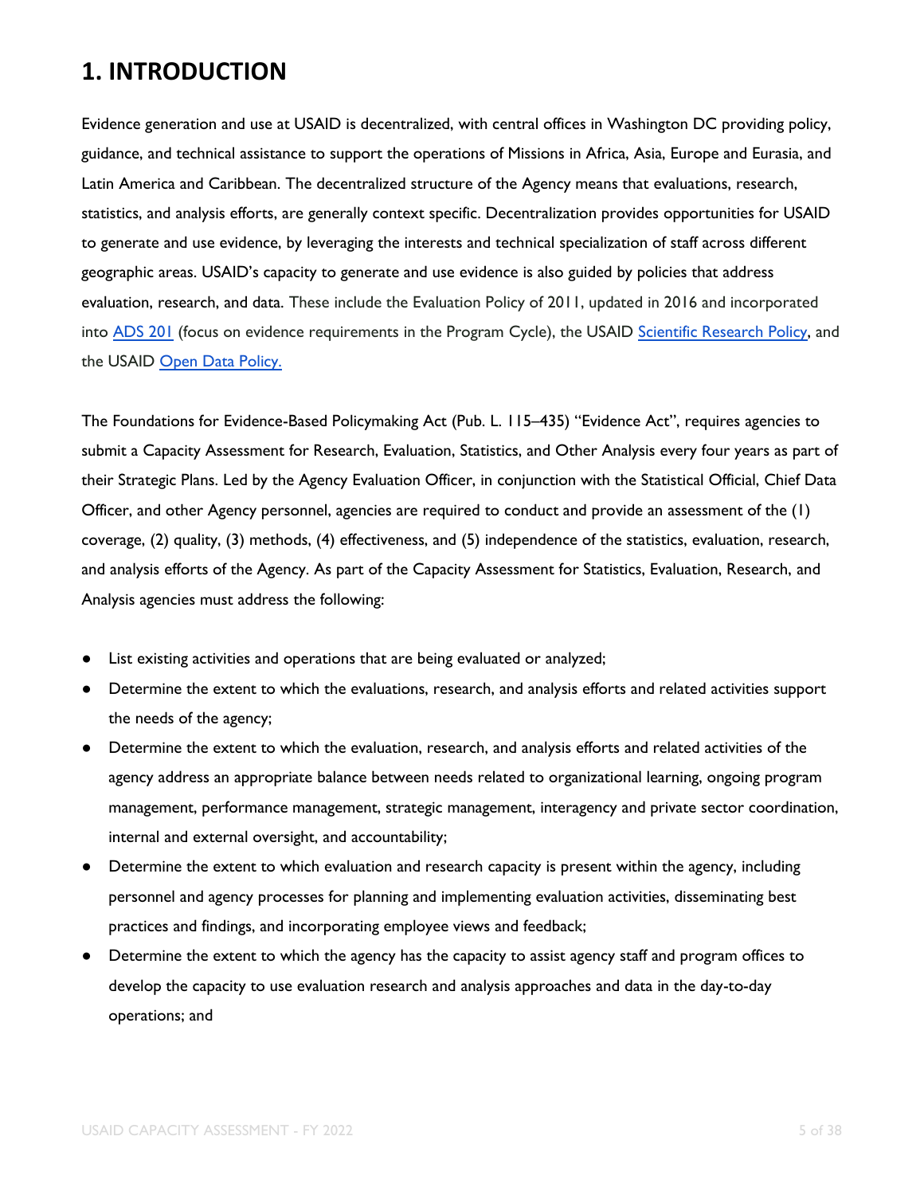# 1. INTRODUCTION

Evidence generation and use at USAID is decentralized, with central offices in Washington DC providing policy, guidance, and technical assistance to support the operations of Missions in Africa, Asia, Europe and Eurasia, and Latin America and Caribbean. The decentralized structure of the Agency means that evaluations, research, statistics, and analysis efforts, are generally context specific. Decentralization provides opportunities for USAID to generate and use evidence, by leveraging the interests and technical specialization of staff across different geographic areas. USAID's capacity to generate and use evidence is also guided by policies that address evaluation, research, and data. These include the Evaluation Policy of 2011, updated in 2016 and incorporated into ADS 201 (focus on evidence requirements in the Program Cycle), the USAID Scientific Research Policy, and the USAID Open Data Policy.

The Foundations for Evidence-Based Policymaking Act (Pub. L. 115–435) "Evidence Act", requires agencies to submit a Capacity Assessment for Research, Evaluation, Statistics, and Other Analysis every four years as part of their Strategic Plans. Led by the Agency Evaluation Officer, in conjunction with the Statistical Official, Chief Data Officer, and other Agency personnel, agencies are required to conduct and provide an assessment of the (1) coverage, (2) quality, (3) methods, (4) effectiveness, and (5) independence of the statistics, evaluation, research, and analysis efforts of the Agency. As part of the Capacity Assessment for Statistics, Evaluation, Research, and Analysis agencies must address the following:

- List existing activities and operations that are being evaluated or analyzed;
- Determine the extent to which the evaluations, research, and analysis efforts and related activities support the needs of the agency;
- Determine the extent to which the evaluation, research, and analysis efforts and related activities of the agency address an appropriate balance between needs related to organizational learning, ongoing program management, performance management, strategic management, interagency and private sector coordination, internal and external oversight, and accountability;
- Determine the extent to which evaluation and research capacity is present within the agency, including personnel and agency processes for planning and implementing evaluation activities, disseminating best practices and findings, and incorporating employee views and feedback;
- Determine the extent to which the agency has the capacity to assist agency staff and program offices to develop the capacity to use evaluation research and analysis approaches and data in the day-to-day operations; and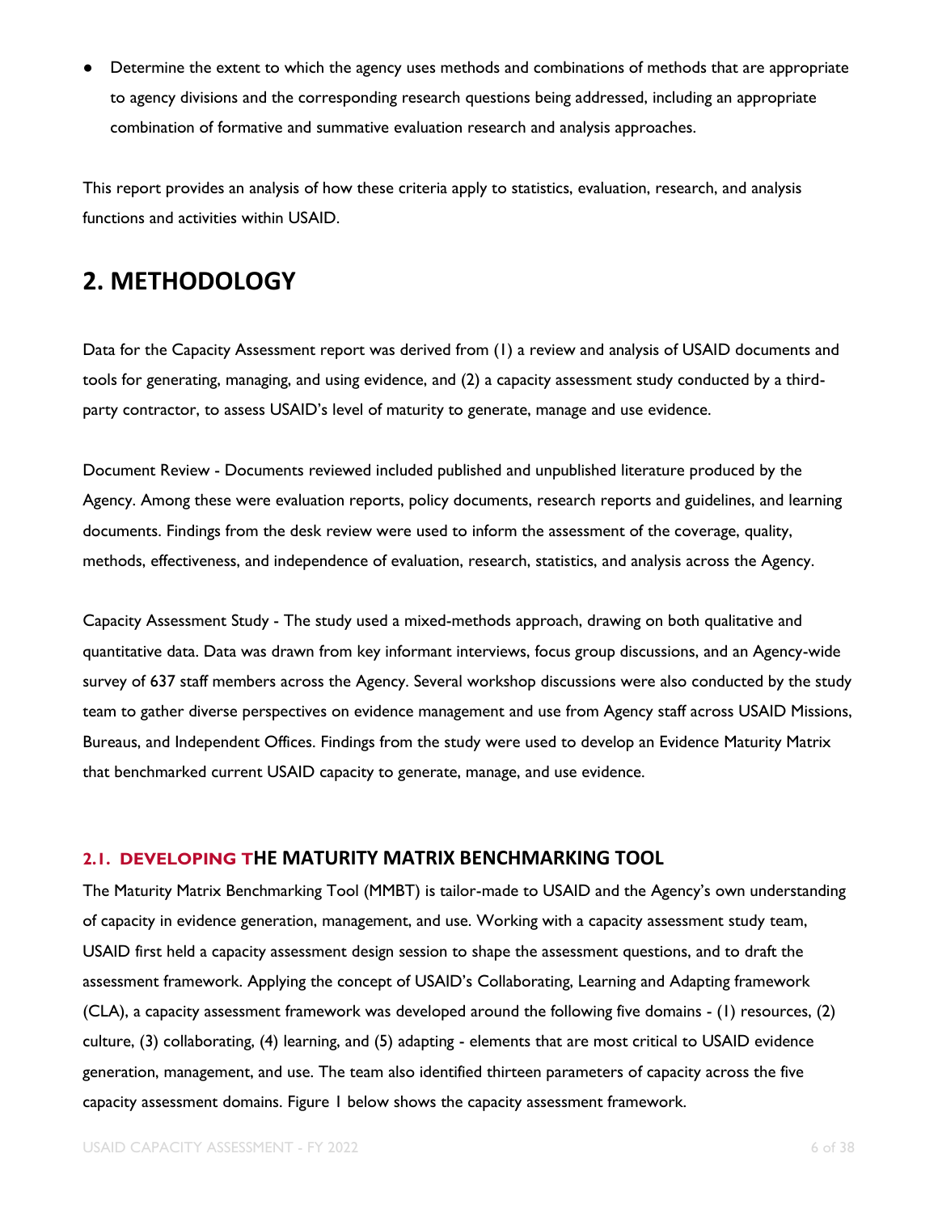- Determine the extent to which the agency uses methods and combinations of methods that are appropriate to agency divisions and the corresponding research questions being addressed, including an appropriate combination of formative and summative evaluation research and analysis approaches.

This report provides an analysis of how these criteria apply to statistics, evaluation, research, and analysis functions and activities within USAID.

# 2. METHODOLOGY

Data for the Capacity Assessment report was derived from (1) a review and analysis of USAID documents and tools for generating, managing, and using evidence, and (2) a capacity assessment study conducted by a third-party contractor, to assess USAID's level of maturity to generate, manage and use evidence.

Document Review - Documents reviewed included published and unpublished literature produced by the Agency. Among these were evaluation reports, policy documents, research reports and guidelines, and learning documents. Findings from the desk review were used to inform the assessment of the coverage, quality, methods, effectiveness, and independence of evaluation, research, statistics, and analysis across the Agency.

Capacity Assessment Study - The study used a mixed-methods approach, drawing on both qualitative and quantitative data. Data was drawn from key informant interviews, focus group discussions, and an Agency-wide survey of 637 staff members across the Agency. Several workshop discussions were also conducted by the study team to gather diverse perspectives on evidence management and use from Agency staff across USAID Missions, Bureaus, and Independent Offices. Findings from the study were used to develop an Evidence Maturity Matrix that benchmarked current USAID capacity to generate, manage, and use evidence.

## 2.1. DEVELOPING THE MATURITY MATRIX BENCHMARKING TOOL

The Maturity Matrix Benchmarking Tool (MMBT) is tailor-made to USAID and the Agency's own understanding of capacity in evidence generation, management, and use. Working with a capacity assessment study team, USAID first held a capacity assessment design session to shape the assessment questions, and to draft the assessment framework. Applying the concept of USAID's Collaborating, Learning and Adapting framework (CLA), a capacity assessment framework was developed around the following five domains - (1) resources, (2) culture, (3) collaborating, (4) learning, and (5) adapting - elements that are most critical to USAID evidence generation, management, and use. The team also identified thirteen parameters of capacity across the five capacity assessment domains. Figure 1 below shows the capacity assessment framework.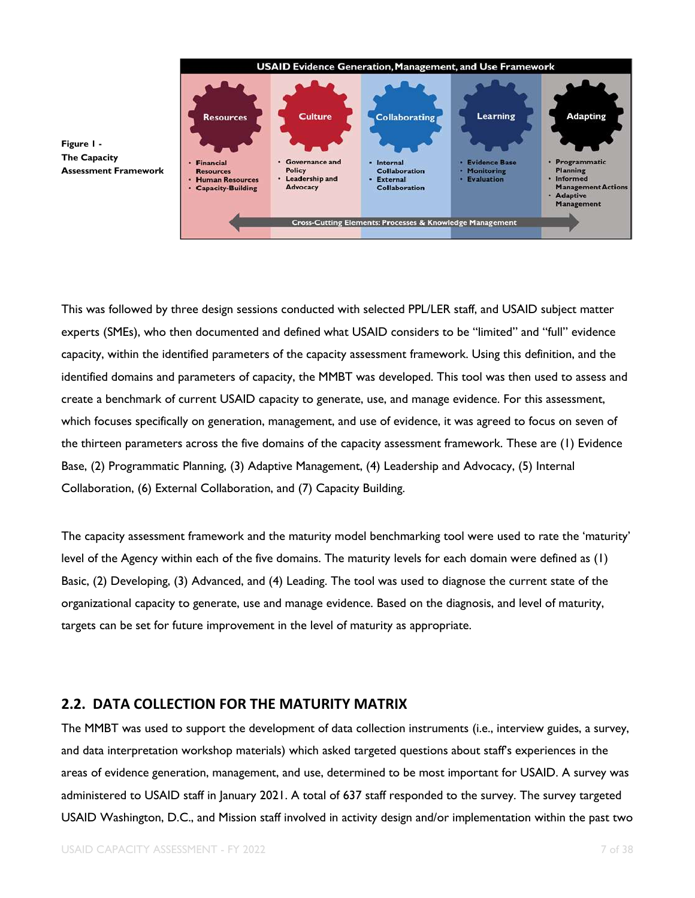**Figure 1 - The Capacity Assessment Framework**

| USAID Evidence Generation, Management, and Use Framework | | | | |
|---|---|---|---|---|
| Resources | Culture | Collaborating | Learning | Adapting |
| • Financial Resources<br>• Human Resources<br>• Capacity-Building | • Governance and Policy<br>• Leadership and Advocacy | • Internal Collaboration<br>• External Collaboration | • Evidence Base<br>• Monitoring<br>• Evaluation | • Programmatic Planning<br>• Informed Management Actions<br>• Adaptive Management |
| Cross-Cutting Elements: Processes & Knowledge Management | | | | |

This was followed by three design sessions conducted with selected PPL/LER staff, and USAID subject matter experts (SMEs), who then documented and defined what USAID considers to be "limited" and "full" evidence capacity, within the identified parameters of the capacity assessment framework. Using this definition, and the identified domains and parameters of capacity, the MMBT was developed. This tool was then used to assess and create a benchmark of current USAID capacity to generate, use, and manage evidence. For this assessment, which focuses specifically on generation, management, and use of evidence, it was agreed to focus on seven of the thirteen parameters across the five domains of the capacity assessment framework. These are (1) Evidence Base, (2) Programmatic Planning, (3) Adaptive Management, (4) Leadership and Advocacy, (5) Internal Collaboration, (6) External Collaboration, and (7) Capacity Building.

The capacity assessment framework and the maturity model benchmarking tool were used to rate the 'maturity' level of the Agency within each of the five domains. The maturity levels for each domain were defined as (1) Basic, (2) Developing, (3) Advanced, and (4) Leading. The tool was used to diagnose the current state of the organizational capacity to generate, use and manage evidence. Based on the diagnosis, and level of maturity, targets can be set for future improvement in the level of maturity as appropriate.

## 2.2. DATA COLLECTION FOR THE MATURITY MATRIX

The MMBT was used to support the development of data collection instruments (i.e., interview guides, a survey, and data interpretation workshop materials) which asked targeted questions about staff's experiences in the areas of evidence generation, management, and use, determined to be most important for USAID. A survey was administered to USAID staff in January 2021. A total of 637 staff responded to the survey. The survey targeted USAID Washington, D.C., and Mission staff involved in activity design and/or implementation within the past two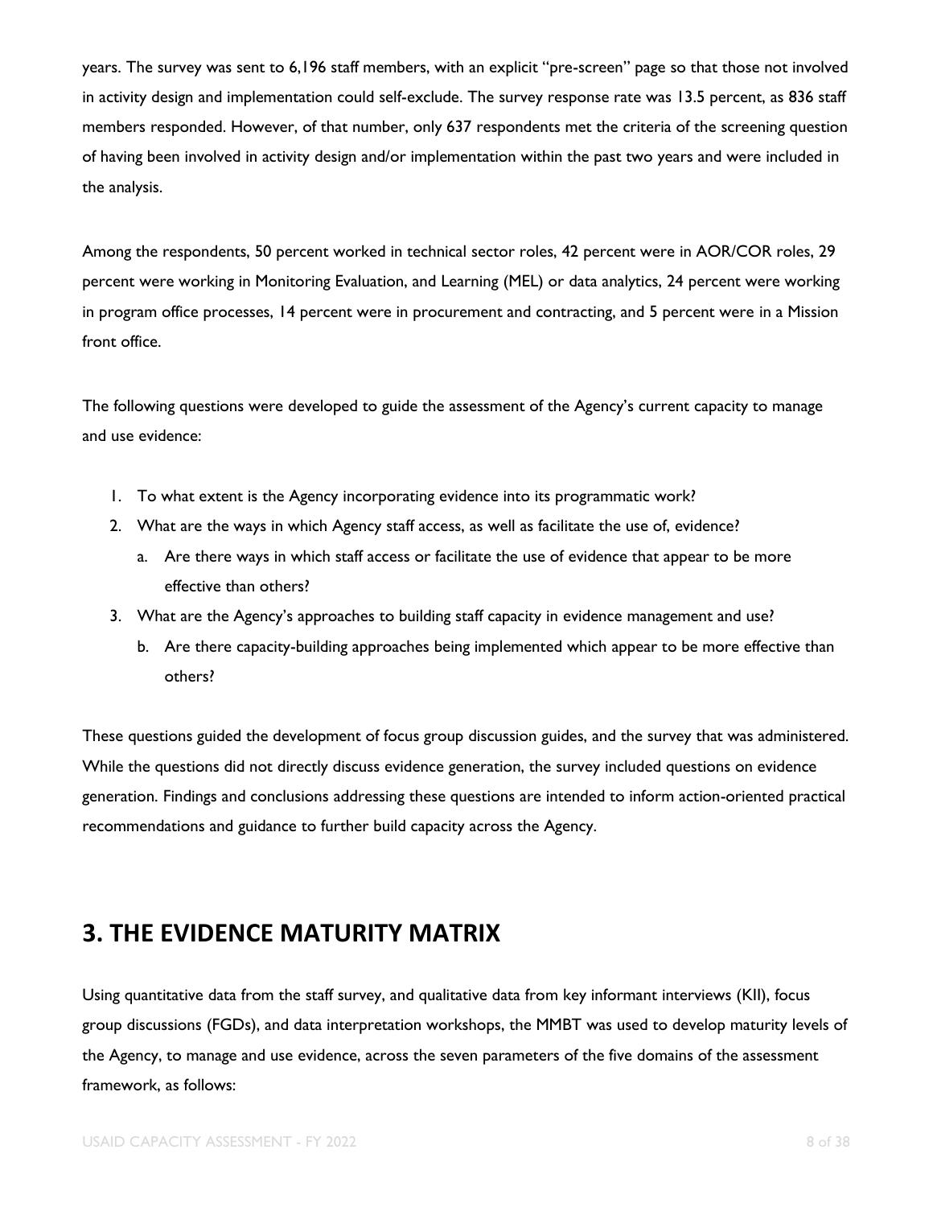years. The survey was sent to 6,196 staff members, with an explicit "pre-screen" page so that those not involved in activity design and implementation could self-exclude. The survey response rate was 13.5 percent, as 836 staff members responded. However, of that number, only 637 respondents met the criteria of the screening question of having been involved in activity design and/or implementation within the past two years and were included in the analysis.

Among the respondents, 50 percent worked in technical sector roles, 42 percent were in AOR/COR roles, 29 percent were working in Monitoring Evaluation, and Learning (MEL) or data analytics, 24 percent were working in program office processes, 14 percent were in procurement and contracting, and 5 percent were in a Mission front office.

The following questions were developed to guide the assessment of the Agency's current capacity to manage and use evidence:

1. To what extent is the Agency incorporating evidence into its programmatic work?
2. What are the ways in which Agency staff access, as well as facilitate the use of, evidence?
   a. Are there ways in which staff access or facilitate the use of evidence that appear to be more effective than others?
3. What are the Agency's approaches to building staff capacity in evidence management and use?
   b. Are there capacity-building approaches being implemented which appear to be more effective than others?

These questions guided the development of focus group discussion guides, and the survey that was administered. While the questions did not directly discuss evidence generation, the survey included questions on evidence generation. Findings and conclusions addressing these questions are intended to inform action-oriented practical recommendations and guidance to further build capacity across the Agency.

## 3. THE EVIDENCE MATURITY MATRIX

Using quantitative data from the staff survey, and qualitative data from key informant interviews (KII), focus group discussions (FGDs), and data interpretation workshops, the MMBT was used to develop maturity levels of the Agency, to manage and use evidence, across the seven parameters of the five domains of the assessment framework, as follows: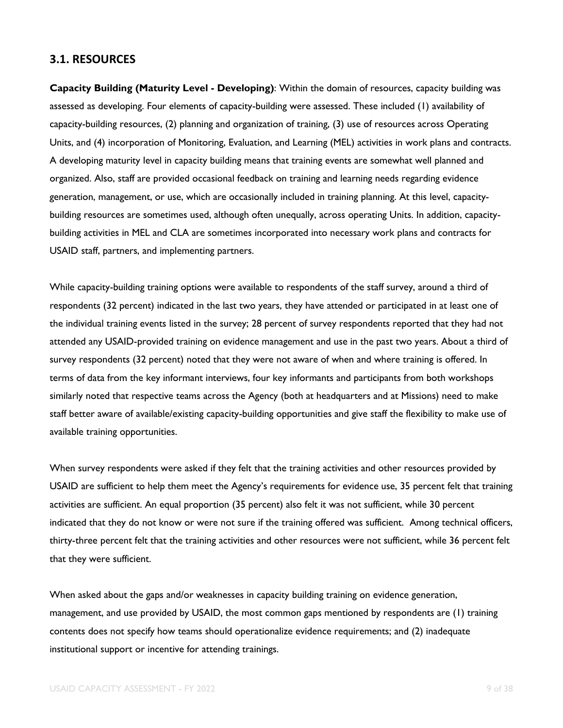## 3.1. RESOURCES

**Capacity Building (Maturity Level - Developing)**: Within the domain of resources, capacity building was assessed as developing. Four elements of capacity-building were assessed. These included (1) availability of capacity-building resources, (2) planning and organization of training, (3) use of resources across Operating Units, and (4) incorporation of Monitoring, Evaluation, and Learning (MEL) activities in work plans and contracts. A developing maturity level in capacity building means that training events are somewhat well planned and organized. Also, staff are provided occasional feedback on training and learning needs regarding evidence generation, management, or use, which are occasionally included in training planning. At this level, capacity-building resources are sometimes used, although often unequally, across operating Units. In addition, capacity-building activities in MEL and CLA are sometimes incorporated into necessary work plans and contracts for USAID staff, partners, and implementing partners.

While capacity-building training options were available to respondents of the staff survey, around a third of respondents (32 percent) indicated in the last two years, they have attended or participated in at least one of the individual training events listed in the survey; 28 percent of survey respondents reported that they had not attended any USAID-provided training on evidence management and use in the past two years. About a third of survey respondents (32 percent) noted that they were not aware of when and where training is offered. In terms of data from the key informant interviews, four key informants and participants from both workshops similarly noted that respective teams across the Agency (both at headquarters and at Missions) need to make staff better aware of available/existing capacity-building opportunities and give staff the flexibility to make use of available training opportunities.

When survey respondents were asked if they felt that the training activities and other resources provided by USAID are sufficient to help them meet the Agency's requirements for evidence use, 35 percent felt that training activities are sufficient. An equal proportion (35 percent) also felt it was not sufficient, while 30 percent indicated that they do not know or were not sure if the training offered was sufficient. Among technical officers, thirty-three percent felt that the training activities and other resources were not sufficient, while 36 percent felt that they were sufficient.

When asked about the gaps and/or weaknesses in capacity building training on evidence generation, management, and use provided by USAID, the most common gaps mentioned by respondents are (1) training contents does not specify how teams should operationalize evidence requirements; and (2) inadequate institutional support or incentive for attending trainings.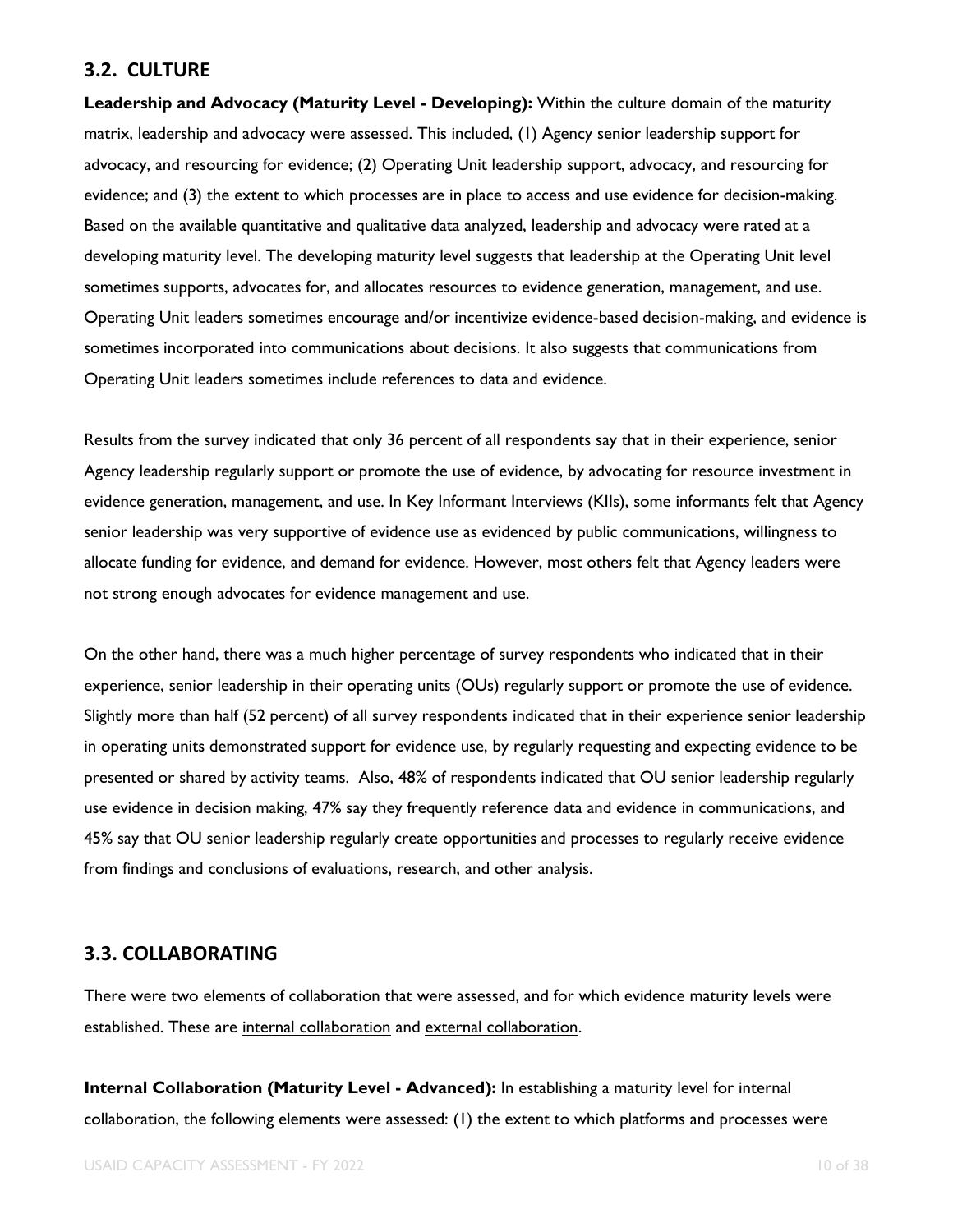## 3.2. CULTURE

**Leadership and Advocacy (Maturity Level - Developing):** Within the culture domain of the maturity matrix, leadership and advocacy were assessed. This included, (1) Agency senior leadership support for advocacy, and resourcing for evidence; (2) Operating Unit leadership support, advocacy, and resourcing for evidence; and (3) the extent to which processes are in place to access and use evidence for decision-making. Based on the available quantitative and qualitative data analyzed, leadership and advocacy were rated at a developing maturity level. The developing maturity level suggests that leadership at the Operating Unit level sometimes supports, advocates for, and allocates resources to evidence generation, management, and use. Operating Unit leaders sometimes encourage and/or incentivize evidence-based decision-making, and evidence is sometimes incorporated into communications about decisions. It also suggests that communications from Operating Unit leaders sometimes include references to data and evidence.

Results from the survey indicated that only 36 percent of all respondents say that in their experience, senior Agency leadership regularly support or promote the use of evidence, by advocating for resource investment in evidence generation, management, and use. In Key Informant Interviews (KIIs), some informants felt that Agency senior leadership was very supportive of evidence use as evidenced by public communications, willingness to allocate funding for evidence, and demand for evidence. However, most others felt that Agency leaders were not strong enough advocates for evidence management and use.

On the other hand, there was a much higher percentage of survey respondents who indicated that in their experience, senior leadership in their operating units (OUs) regularly support or promote the use of evidence. Slightly more than half (52 percent) of all survey respondents indicated that in their experience senior leadership in operating units demonstrated support for evidence use, by regularly requesting and expecting evidence to be presented or shared by activity teams. Also, 48% of respondents indicated that OU senior leadership regularly use evidence in decision making, 47% say they frequently reference data and evidence in communications, and 45% say that OU senior leadership regularly create opportunities and processes to regularly receive evidence from findings and conclusions of evaluations, research, and other analysis.

## 3.3. COLLABORATING

There were two elements of collaboration that were assessed, and for which evidence maturity levels were established. These are internal collaboration and external collaboration.

**Internal Collaboration (Maturity Level - Advanced):** In establishing a maturity level for internal collaboration, the following elements were assessed: (1) the extent to which platforms and processes were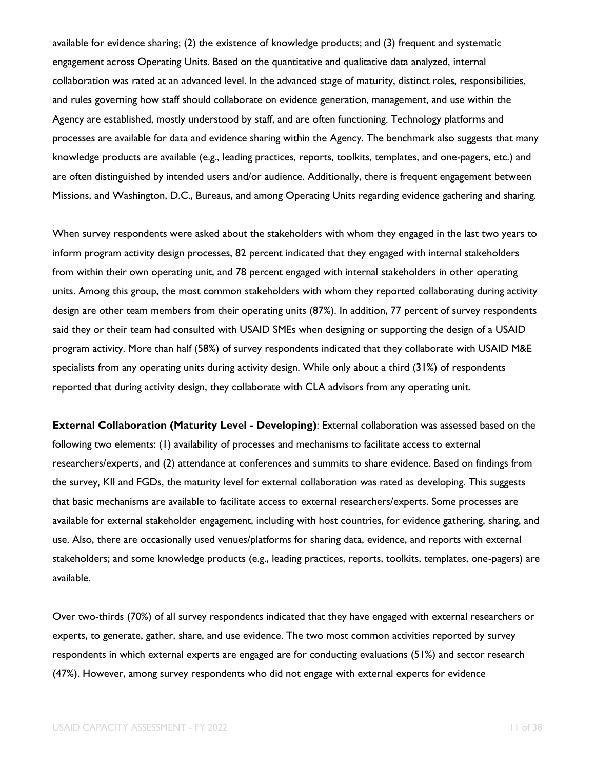available for evidence sharing; (2) the existence of knowledge products; and (3) frequent and systematic engagement across Operating Units. Based on the quantitative and qualitative data analyzed, internal collaboration was rated at an advanced level. In the advanced stage of maturity, distinct roles, responsibilities, and rules governing how staff should collaborate on evidence generation, management, and use within the Agency are established, mostly understood by staff, and are often functioning. Technology platforms and processes are available for data and evidence sharing within the Agency. The benchmark also suggests that many knowledge products are available (e.g., leading practices, reports, toolkits, templates, and one-pagers, etc.) and are often distinguished by intended users and/or audience. Additionally, there is frequent engagement between Missions, and Washington, D.C., Bureaus, and among Operating Units regarding evidence gathering and sharing.

When survey respondents were asked about the stakeholders with whom they engaged in the last two years to inform program activity design processes, 82 percent indicated that they engaged with internal stakeholders from within their own operating unit, and 78 percent engaged with internal stakeholders in other operating units. Among this group, the most common stakeholders with whom they reported collaborating during activity design are other team members from their operating units (87%). In addition, 77 percent of survey respondents said they or their team had consulted with USAID SMEs when designing or supporting the design of a USAID program activity. More than half (58%) of survey respondents indicated that they collaborate with USAID M&E specialists from any operating units during activity design. While only about a third (31%) of respondents reported that during activity design, they collaborate with CLA advisors from any operating unit.

**External Collaboration (Maturity Level - Developing)**: External collaboration was assessed based on the following two elements: (1) availability of processes and mechanisms to facilitate access to external researchers/experts, and (2) attendance at conferences and summits to share evidence. Based on findings from the survey, KII and FGDs, the maturity level for external collaboration was rated as developing. This suggests that basic mechanisms are available to facilitate access to external researchers/experts. Some processes are available for external stakeholder engagement, including with host countries, for evidence gathering, sharing, and use. Also, there are occasionally used venues/platforms for sharing data, evidence, and reports with external stakeholders; and some knowledge products (e.g., leading practices, reports, toolkits, templates, one-pagers) are available.

Over two-thirds (70%) of all survey respondents indicated that they have engaged with external researchers or experts, to generate, gather, share, and use evidence. The two most common activities reported by survey respondents in which external experts are engaged are for conducting evaluations (51%) and sector research (47%). However, among survey respondents who did not engage with external experts for evidence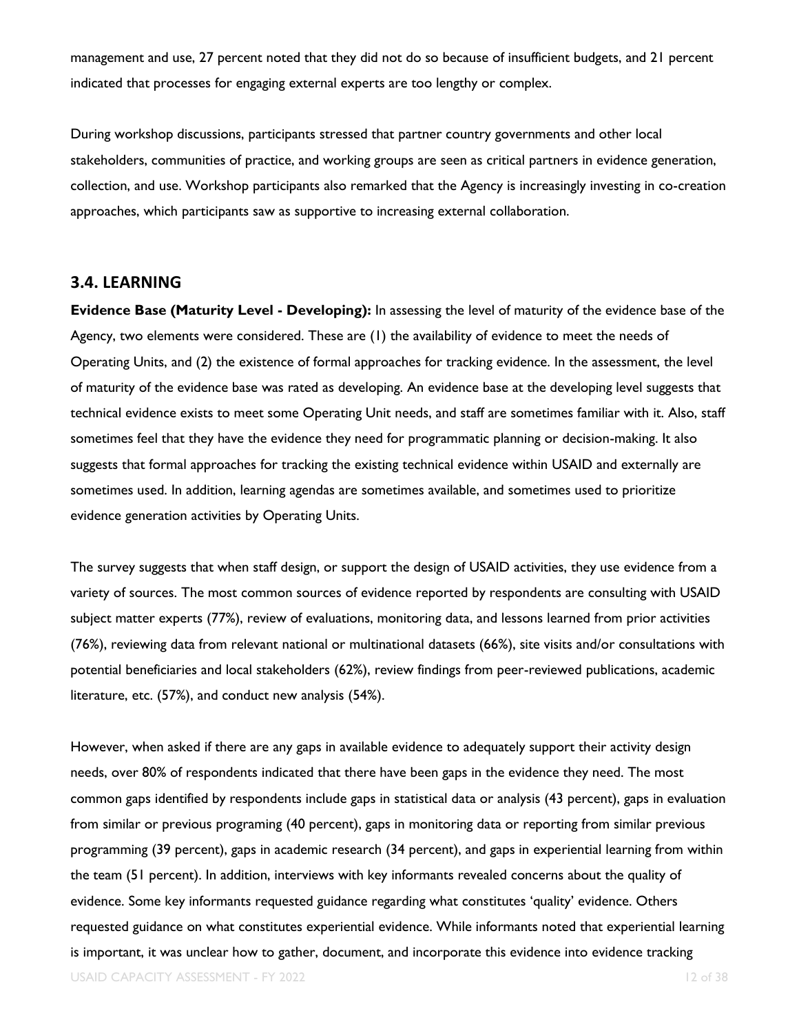management and use, 27 percent noted that they did not do so because of insufficient budgets, and 21 percent indicated that processes for engaging external experts are too lengthy or complex.

During workshop discussions, participants stressed that partner country governments and other local stakeholders, communities of practice, and working groups are seen as critical partners in evidence generation, collection, and use. Workshop participants also remarked that the Agency is increasingly investing in co-creation approaches, which participants saw as supportive to increasing external collaboration.

## 3.4. LEARNING

**Evidence Base (Maturity Level - Developing):** In assessing the level of maturity of the evidence base of the Agency, two elements were considered. These are (1) the availability of evidence to meet the needs of Operating Units, and (2) the existence of formal approaches for tracking evidence. In the assessment, the level of maturity of the evidence base was rated as developing. An evidence base at the developing level suggests that technical evidence exists to meet some Operating Unit needs, and staff are sometimes familiar with it. Also, staff sometimes feel that they have the evidence they need for programmatic planning or decision-making. It also suggests that formal approaches for tracking the existing technical evidence within USAID and externally are sometimes used. In addition, learning agendas are sometimes available, and sometimes used to prioritize evidence generation activities by Operating Units.

The survey suggests that when staff design, or support the design of USAID activities, they use evidence from a variety of sources. The most common sources of evidence reported by respondents are consulting with USAID subject matter experts (77%), review of evaluations, monitoring data, and lessons learned from prior activities (76%), reviewing data from relevant national or multinational datasets (66%), site visits and/or consultations with potential beneficiaries and local stakeholders (62%), review findings from peer-reviewed publications, academic literature, etc. (57%), and conduct new analysis (54%).

However, when asked if there are any gaps in available evidence to adequately support their activity design needs, over 80% of respondents indicated that there have been gaps in the evidence they need. The most common gaps identified by respondents include gaps in statistical data or analysis (43 percent), gaps in evaluation from similar or previous programing (40 percent), gaps in monitoring data or reporting from similar previous programming (39 percent), gaps in academic research (34 percent), and gaps in experiential learning from within the team (51 percent). In addition, interviews with key informants revealed concerns about the quality of evidence. Some key informants requested guidance regarding what constitutes 'quality' evidence. Others requested guidance on what constitutes experiential evidence. While informants noted that experiential learning is important, it was unclear how to gather, document, and incorporate this evidence into evidence tracking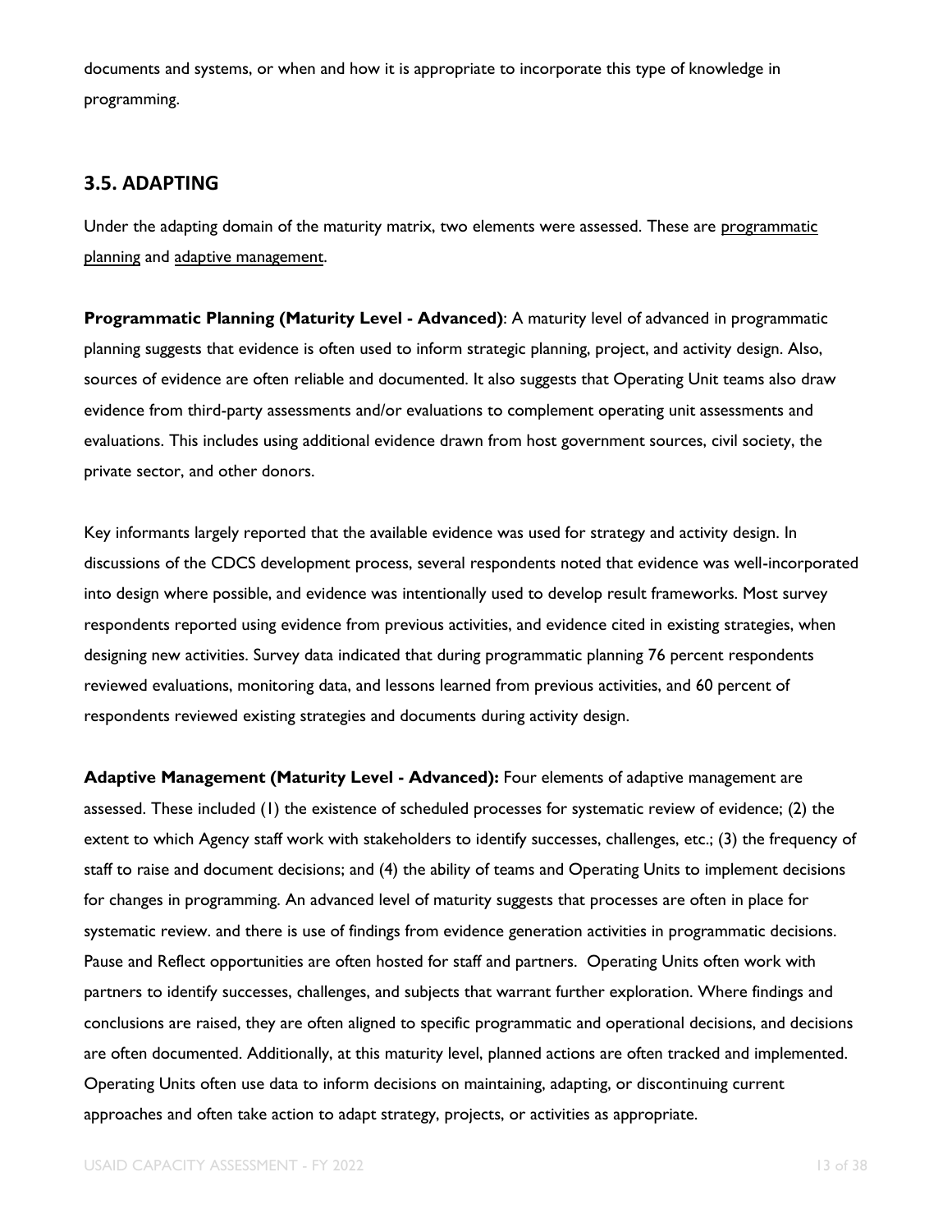documents and systems, or when and how it is appropriate to incorporate this type of knowledge in programming.

## 3.5. ADAPTING

Under the adapting domain of the maturity matrix, two elements were assessed. These are programmatic planning and adaptive management.

**Programmatic Planning (Maturity Level - Advanced)**: A maturity level of advanced in programmatic planning suggests that evidence is often used to inform strategic planning, project, and activity design. Also, sources of evidence are often reliable and documented. It also suggests that Operating Unit teams also draw evidence from third-party assessments and/or evaluations to complement operating unit assessments and evaluations. This includes using additional evidence drawn from host government sources, civil society, the private sector, and other donors.

Key informants largely reported that the available evidence was used for strategy and activity design. In discussions of the CDCS development process, several respondents noted that evidence was well-incorporated into design where possible, and evidence was intentionally used to develop result frameworks. Most survey respondents reported using evidence from previous activities, and evidence cited in existing strategies, when designing new activities. Survey data indicated that during programmatic planning 76 percent respondents reviewed evaluations, monitoring data, and lessons learned from previous activities, and 60 percent of respondents reviewed existing strategies and documents during activity design.

**Adaptive Management (Maturity Level - Advanced):** Four elements of adaptive management are assessed. These included (1) the existence of scheduled processes for systematic review of evidence; (2) the extent to which Agency staff work with stakeholders to identify successes, challenges, etc.; (3) the frequency of staff to raise and document decisions; and (4) the ability of teams and Operating Units to implement decisions for changes in programming. An advanced level of maturity suggests that processes are often in place for systematic review. and there is use of findings from evidence generation activities in programmatic decisions. Pause and Reflect opportunities are often hosted for staff and partners. Operating Units often work with partners to identify successes, challenges, and subjects that warrant further exploration. Where findings and conclusions are raised, they are often aligned to specific programmatic and operational decisions, and decisions are often documented. Additionally, at this maturity level, planned actions are often tracked and implemented. Operating Units often use data to inform decisions on maintaining, adapting, or discontinuing current approaches and often take action to adapt strategy, projects, or activities as appropriate.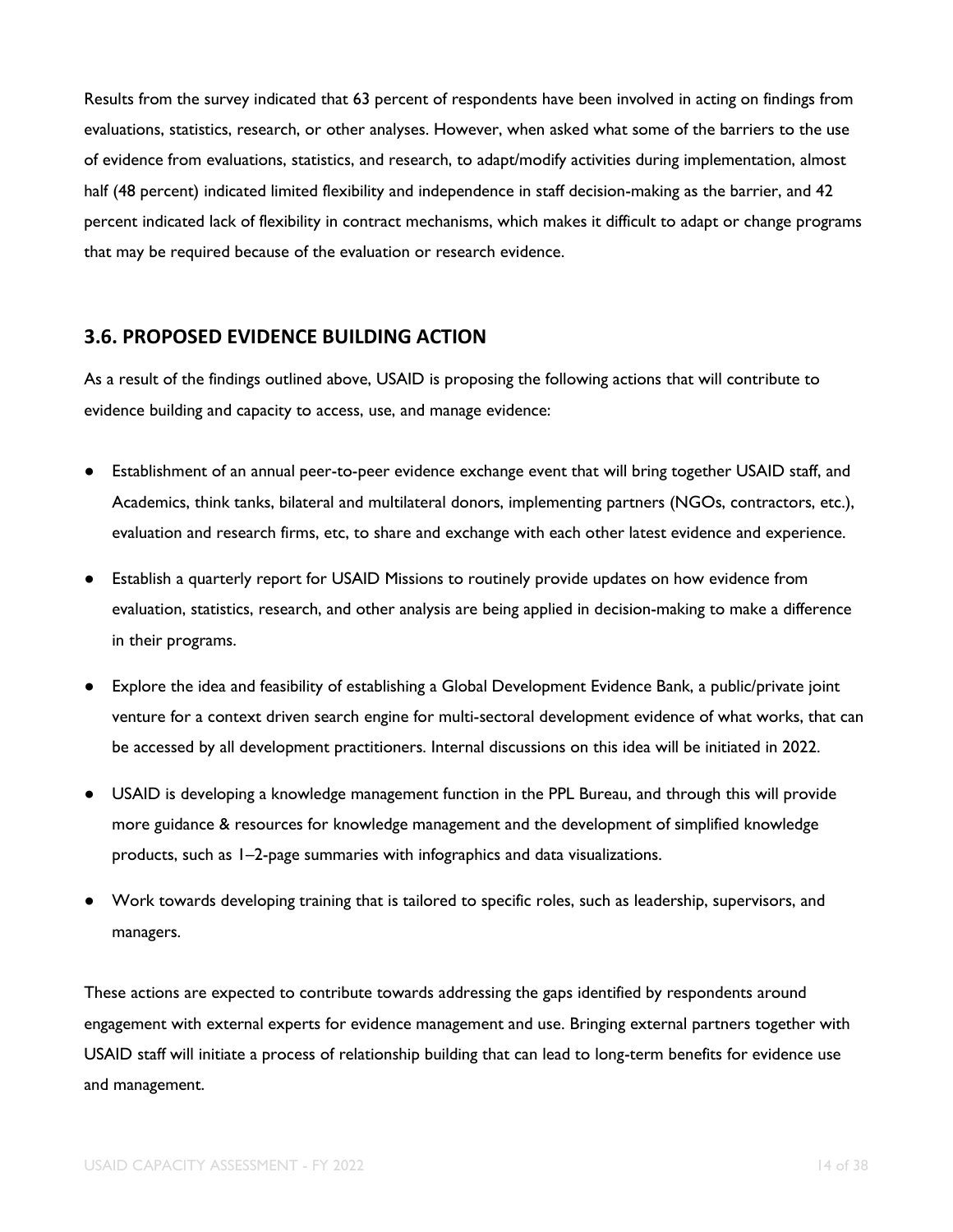Results from the survey indicated that 63 percent of respondents have been involved in acting on findings from evaluations, statistics, research, or other analyses. However, when asked what some of the barriers to the use of evidence from evaluations, statistics, and research, to adapt/modify activities during implementation, almost half (48 percent) indicated limited flexibility and independence in staff decision-making as the barrier, and 42 percent indicated lack of flexibility in contract mechanisms, which makes it difficult to adapt or change programs that may be required because of the evaluation or research evidence.

## 3.6. PROPOSED EVIDENCE BUILDING ACTION

As a result of the findings outlined above, USAID is proposing the following actions that will contribute to evidence building and capacity to access, use, and manage evidence:

- Establishment of an annual peer-to-peer evidence exchange event that will bring together USAID staff, and Academics, think tanks, bilateral and multilateral donors, implementing partners (NGOs, contractors, etc.), evaluation and research firms, etc, to share and exchange with each other latest evidence and experience.
- Establish a quarterly report for USAID Missions to routinely provide updates on how evidence from evaluation, statistics, research, and other analysis are being applied in decision-making to make a difference in their programs.
- Explore the idea and feasibility of establishing a Global Development Evidence Bank, a public/private joint venture for a context driven search engine for multi-sectoral development evidence of what works, that can be accessed by all development practitioners. Internal discussions on this idea will be initiated in 2022.
- USAID is developing a knowledge management function in the PPL Bureau, and through this will provide more guidance & resources for knowledge management and the development of simplified knowledge products, such as 1–2-page summaries with infographics and data visualizations.
- Work towards developing training that is tailored to specific roles, such as leadership, supervisors, and managers.

These actions are expected to contribute towards addressing the gaps identified by respondents around engagement with external experts for evidence management and use. Bringing external partners together with USAID staff will initiate a process of relationship building that can lead to long-term benefits for evidence use and management.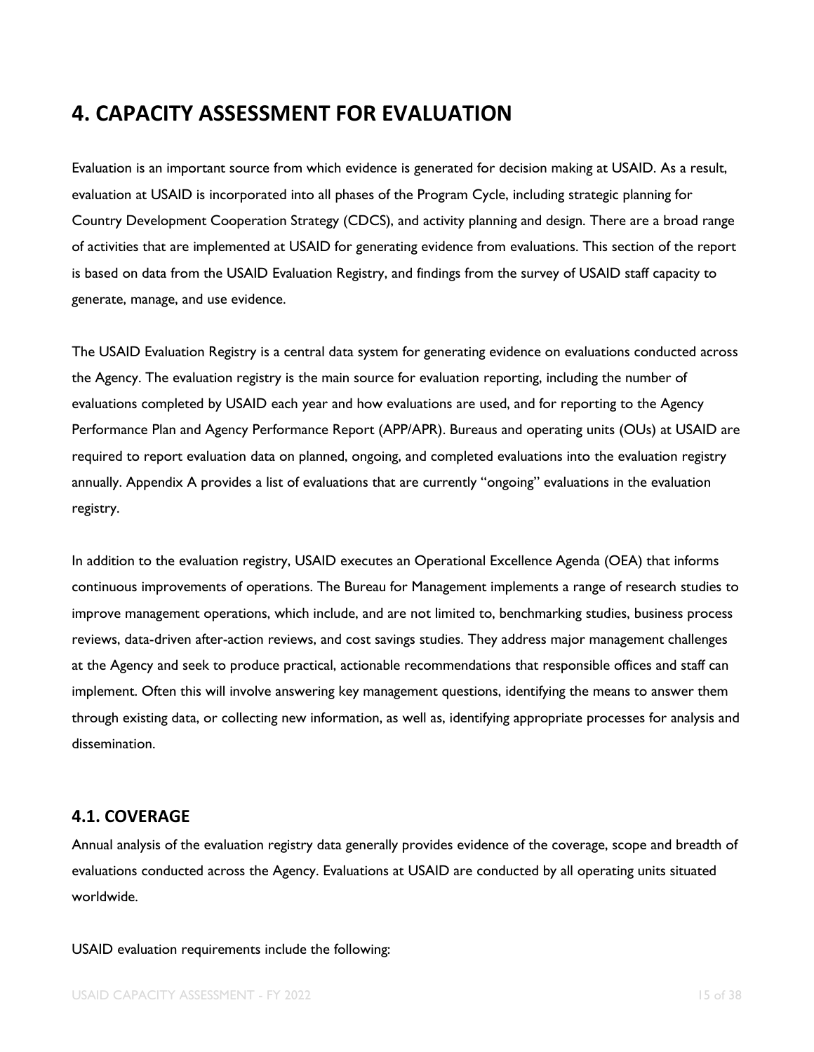# 4. CAPACITY ASSESSMENT FOR EVALUATION

Evaluation is an important source from which evidence is generated for decision making at USAID. As a result, evaluation at USAID is incorporated into all phases of the Program Cycle, including strategic planning for Country Development Cooperation Strategy (CDCS), and activity planning and design. There are a broad range of activities that are implemented at USAID for generating evidence from evaluations. This section of the report is based on data from the USAID Evaluation Registry, and findings from the survey of USAID staff capacity to generate, manage, and use evidence.

The USAID Evaluation Registry is a central data system for generating evidence on evaluations conducted across the Agency. The evaluation registry is the main source for evaluation reporting, including the number of evaluations completed by USAID each year and how evaluations are used, and for reporting to the Agency Performance Plan and Agency Performance Report (APP/APR). Bureaus and operating units (OUs) at USAID are required to report evaluation data on planned, ongoing, and completed evaluations into the evaluation registry annually. Appendix A provides a list of evaluations that are currently "ongoing" evaluations in the evaluation registry.

In addition to the evaluation registry, USAID executes an Operational Excellence Agenda (OEA) that informs continuous improvements of operations. The Bureau for Management implements a range of research studies to improve management operations, which include, and are not limited to, benchmarking studies, business process reviews, data-driven after-action reviews, and cost savings studies. They address major management challenges at the Agency and seek to produce practical, actionable recommendations that responsible offices and staff can implement. Often this will involve answering key management questions, identifying the means to answer them through existing data, or collecting new information, as well as, identifying appropriate processes for analysis and dissemination.

## 4.1. COVERAGE

Annual analysis of the evaluation registry data generally provides evidence of the coverage, scope and breadth of evaluations conducted across the Agency. Evaluations at USAID are conducted by all operating units situated worldwide.

USAID evaluation requirements include the following: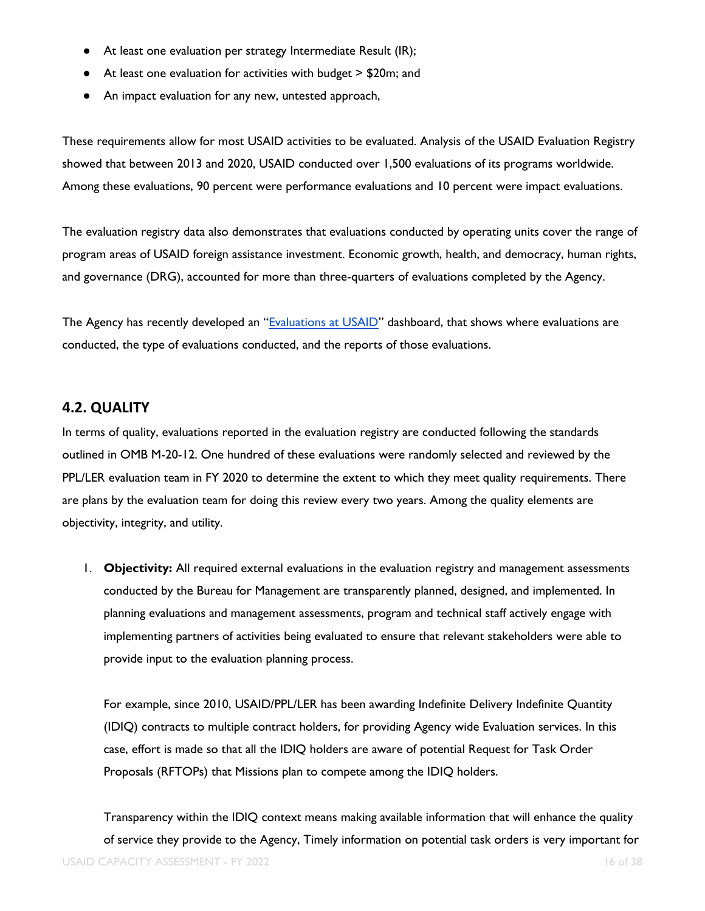- At least one evaluation per strategy Intermediate Result (IR);
- At least one evaluation for activities with budget > $20m; and
- An impact evaluation for any new, untested approach,

These requirements allow for most USAID activities to be evaluated. Analysis of the USAID Evaluation Registry showed that between 2013 and 2020, USAID conducted over 1,500 evaluations of its programs worldwide. Among these evaluations, 90 percent were performance evaluations and 10 percent were impact evaluations.

The evaluation registry data also demonstrates that evaluations conducted by operating units cover the range of program areas of USAID foreign assistance investment. Economic growth, health, and democracy, human rights, and governance (DRG), accounted for more than three-quarters of evaluations completed by the Agency.

The Agency has recently developed an "Evaluations at USAID" dashboard, that shows where evaluations are conducted, the type of evaluations conducted, and the reports of those evaluations.

## 4.2. QUALITY

In terms of quality, evaluations reported in the evaluation registry are conducted following the standards outlined in OMB M-20-12. One hundred of these evaluations were randomly selected and reviewed by the PPL/LER evaluation team in FY 2020 to determine the extent to which they meet quality requirements. There are plans by the evaluation team for doing this review every two years. Among the quality elements are objectivity, integrity, and utility.

1. **Objectivity:** All required external evaluations in the evaluation registry and management assessments conducted by the Bureau for Management are transparently planned, designed, and implemented. In planning evaluations and management assessments, program and technical staff actively engage with implementing partners of activities being evaluated to ensure that relevant stakeholders were able to provide input to the evaluation planning process.

   For example, since 2010, USAID/PPL/LER has been awarding Indefinite Delivery Indefinite Quantity (IDIQ) contracts to multiple contract holders, for providing Agency wide Evaluation services. In this case, effort is made so that all the IDIQ holders are aware of potential Request for Task Order Proposals (RFTOPs) that Missions plan to compete among the IDIQ holders.

   Transparency within the IDIQ context means making available information that will enhance the quality of service they provide to the Agency, Timely information on potential task orders is very important for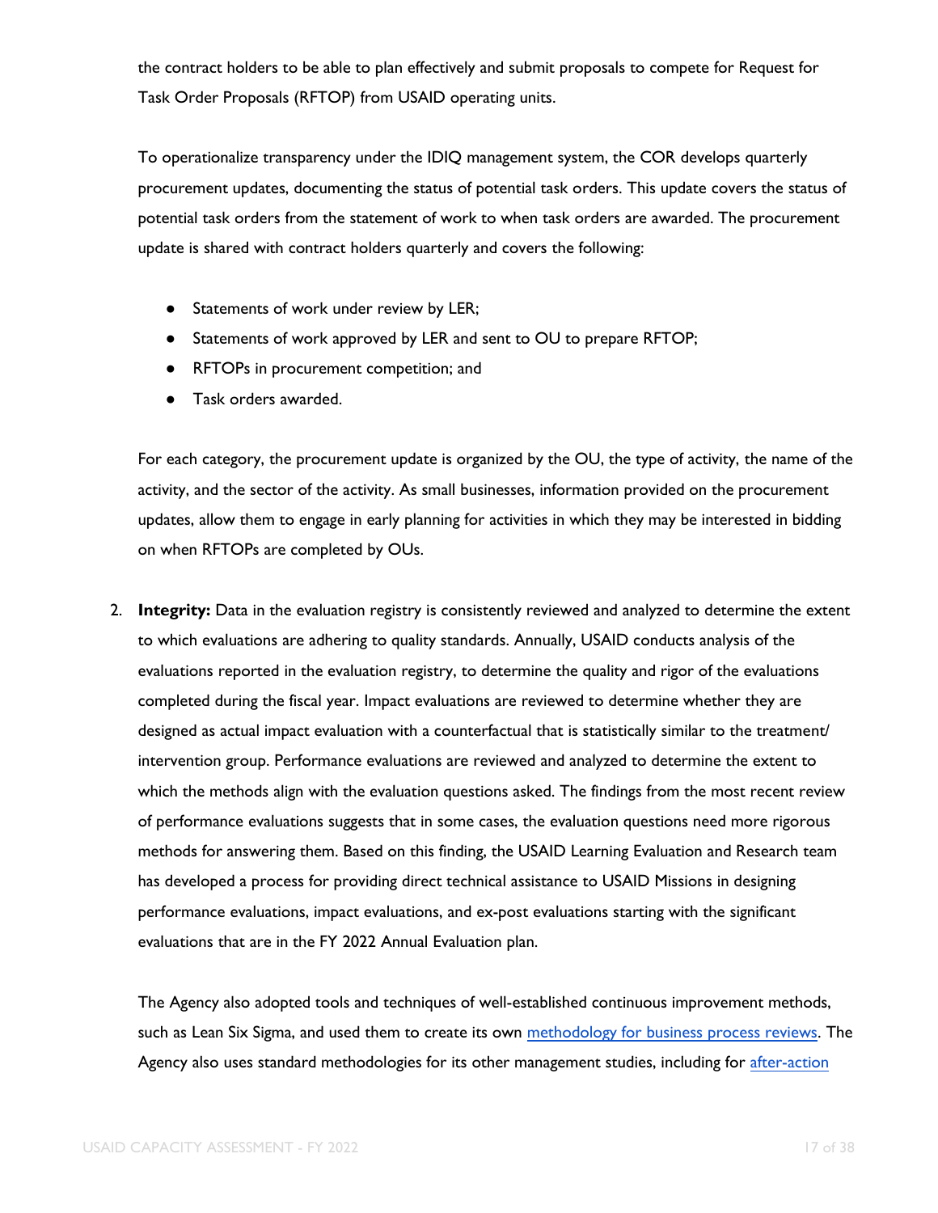the contract holders to be able to plan effectively and submit proposals to compete for Request for Task Order Proposals (RFTOP) from USAID operating units.

To operationalize transparency under the IDIQ management system, the COR develops quarterly procurement updates, documenting the status of potential task orders. This update covers the status of potential task orders from the statement of work to when task orders are awarded. The procurement update is shared with contract holders quarterly and covers the following:

- Statements of work under review by LER;
- Statements of work approved by LER and sent to OU to prepare RFTOP;
- RFTOPs in procurement competition; and
- Task orders awarded.

For each category, the procurement update is organized by the OU, the type of activity, the name of the activity, and the sector of the activity. As small businesses, information provided on the procurement updates, allow them to engage in early planning for activities in which they may be interested in bidding on when RFTOPs are completed by OUs.

2. **Integrity:** Data in the evaluation registry is consistently reviewed and analyzed to determine the extent to which evaluations are adhering to quality standards. Annually, USAID conducts analysis of the evaluations reported in the evaluation registry, to determine the quality and rigor of the evaluations completed during the fiscal year. Impact evaluations are reviewed to determine whether they are designed as actual impact evaluation with a counterfactual that is statistically similar to the treatment/ intervention group. Performance evaluations are reviewed and analyzed to determine the extent to which the methods align with the evaluation questions asked. The findings from the most recent review of performance evaluations suggests that in some cases, the evaluation questions need more rigorous methods for answering them. Based on this finding, the USAID Learning Evaluation and Research team has developed a process for providing direct technical assistance to USAID Missions in designing performance evaluations, impact evaluations, and ex-post evaluations starting with the significant evaluations that are in the FY 2022 Annual Evaluation plan.

   The Agency also adopted tools and techniques of well-established continuous improvement methods, such as Lean Six Sigma, and used them to create its own methodology for business process reviews. The Agency also uses standard methodologies for its other management studies, including for after-action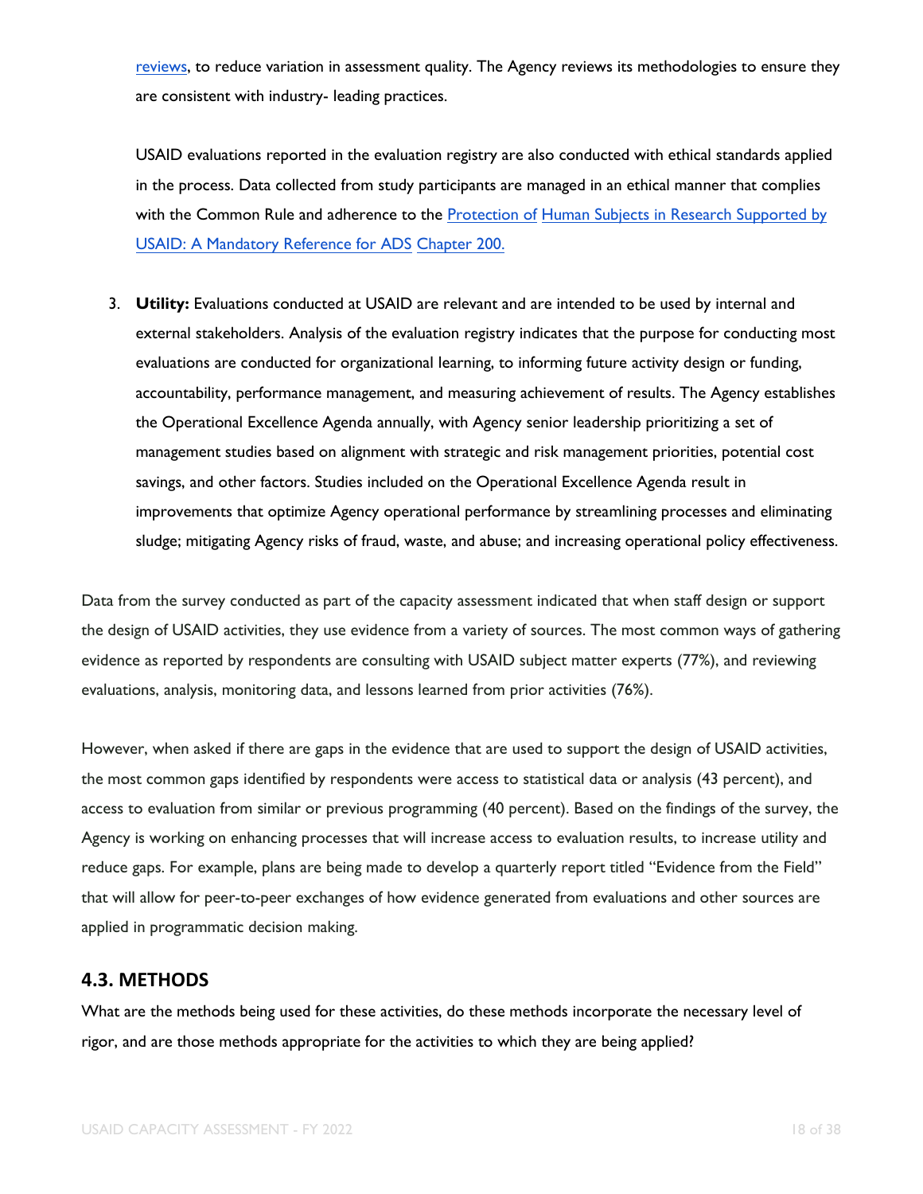reviews, to reduce variation in assessment quality. The Agency reviews its methodologies to ensure they are consistent with industry- leading practices.

USAID evaluations reported in the evaluation registry are also conducted with ethical standards applied in the process. Data collected from study participants are managed in an ethical manner that complies with the Common Rule and adherence to the Protection of Human Subjects in Research Supported by USAID: A Mandatory Reference for ADS Chapter 200.

3. **Utility:** Evaluations conducted at USAID are relevant and are intended to be used by internal and external stakeholders. Analysis of the evaluation registry indicates that the purpose for conducting most evaluations are conducted for organizational learning, to informing future activity design or funding, accountability, performance management, and measuring achievement of results. The Agency establishes the Operational Excellence Agenda annually, with Agency senior leadership prioritizing a set of management studies based on alignment with strategic and risk management priorities, potential cost savings, and other factors. Studies included on the Operational Excellence Agenda result in improvements that optimize Agency operational performance by streamlining processes and eliminating sludge; mitigating Agency risks of fraud, waste, and abuse; and increasing operational policy effectiveness.

Data from the survey conducted as part of the capacity assessment indicated that when staff design or support the design of USAID activities, they use evidence from a variety of sources. The most common ways of gathering evidence as reported by respondents are consulting with USAID subject matter experts (77%), and reviewing evaluations, analysis, monitoring data, and lessons learned from prior activities (76%).

However, when asked if there are gaps in the evidence that are used to support the design of USAID activities, the most common gaps identified by respondents were access to statistical data or analysis (43 percent), and access to evaluation from similar or previous programming (40 percent). Based on the findings of the survey, the Agency is working on enhancing processes that will increase access to evaluation results, to increase utility and reduce gaps. For example, plans are being made to develop a quarterly report titled "Evidence from the Field" that will allow for peer-to-peer exchanges of how evidence generated from evaluations and other sources are applied in programmatic decision making.

## 4.3. METHODS

What are the methods being used for these activities, do these methods incorporate the necessary level of rigor, and are those methods appropriate for the activities to which they are being applied?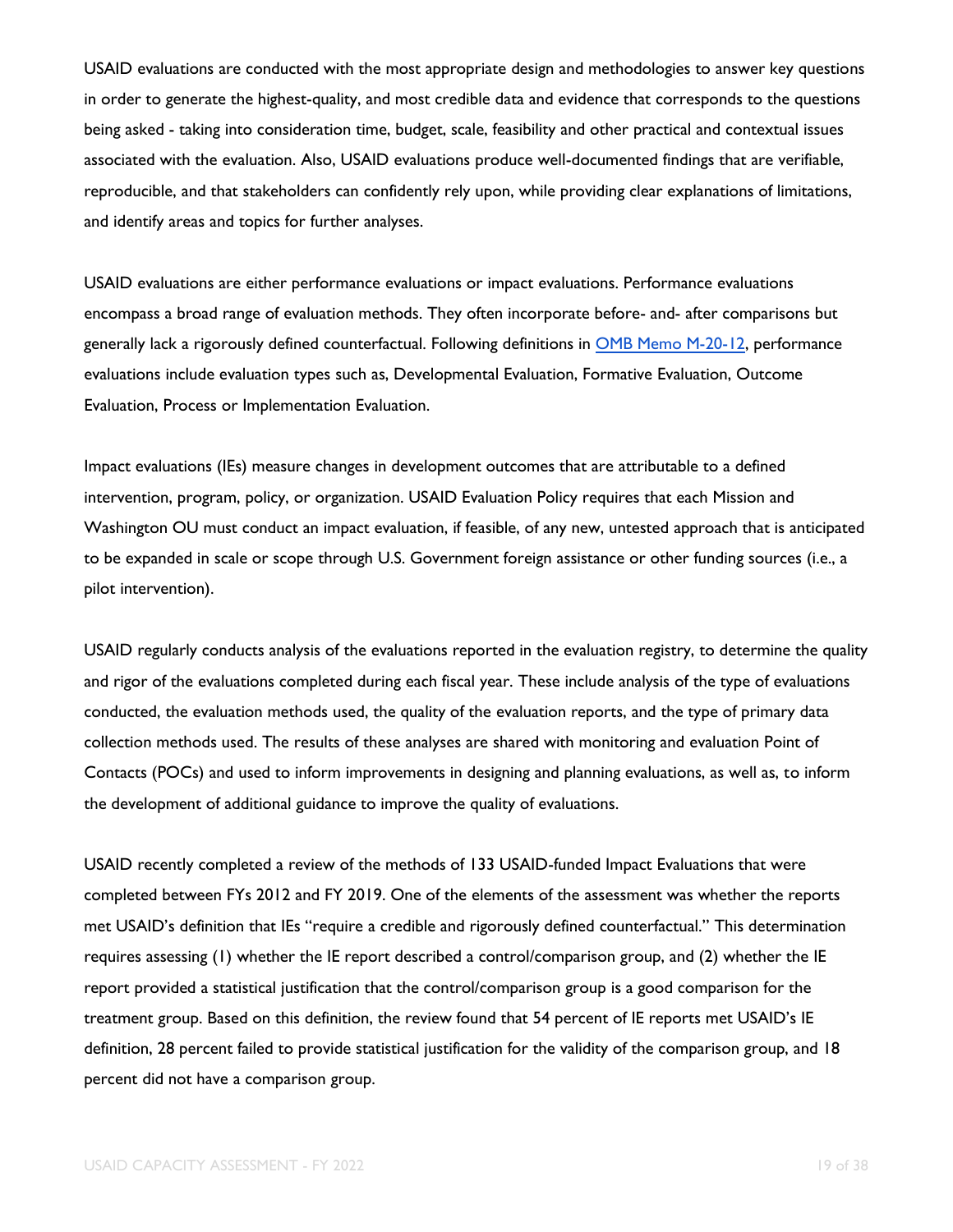USAID evaluations are conducted with the most appropriate design and methodologies to answer key questions in order to generate the highest-quality, and most credible data and evidence that corresponds to the questions being asked - taking into consideration time, budget, scale, feasibility and other practical and contextual issues associated with the evaluation. Also, USAID evaluations produce well-documented findings that are verifiable, reproducible, and that stakeholders can confidently rely upon, while providing clear explanations of limitations, and identify areas and topics for further analyses.

USAID evaluations are either performance evaluations or impact evaluations. Performance evaluations encompass a broad range of evaluation methods. They often incorporate before- and- after comparisons but generally lack a rigorously defined counterfactual. Following definitions in [OMB Memo M-20-12](), performance evaluations include evaluation types such as, Developmental Evaluation, Formative Evaluation, Outcome Evaluation, Process or Implementation Evaluation.

Impact evaluations (IEs) measure changes in development outcomes that are attributable to a defined intervention, program, policy, or organization. USAID Evaluation Policy requires that each Mission and Washington OU must conduct an impact evaluation, if feasible, of any new, untested approach that is anticipated to be expanded in scale or scope through U.S. Government foreign assistance or other funding sources (i.e., a pilot intervention).

USAID regularly conducts analysis of the evaluations reported in the evaluation registry, to determine the quality and rigor of the evaluations completed during each fiscal year. These include analysis of the type of evaluations conducted, the evaluation methods used, the quality of the evaluation reports, and the type of primary data collection methods used. The results of these analyses are shared with monitoring and evaluation Point of Contacts (POCs) and used to inform improvements in designing and planning evaluations, as well as, to inform the development of additional guidance to improve the quality of evaluations.

USAID recently completed a review of the methods of 133 USAID-funded Impact Evaluations that were completed between FYs 2012 and FY 2019. One of the elements of the assessment was whether the reports met USAID's definition that IEs "require a credible and rigorously defined counterfactual." This determination requires assessing (1) whether the IE report described a control/comparison group, and (2) whether the IE report provided a statistical justification that the control/comparison group is a good comparison for the treatment group. Based on this definition, the review found that 54 percent of IE reports met USAID's IE definition, 28 percent failed to provide statistical justification for the validity of the comparison group, and 18 percent did not have a comparison group.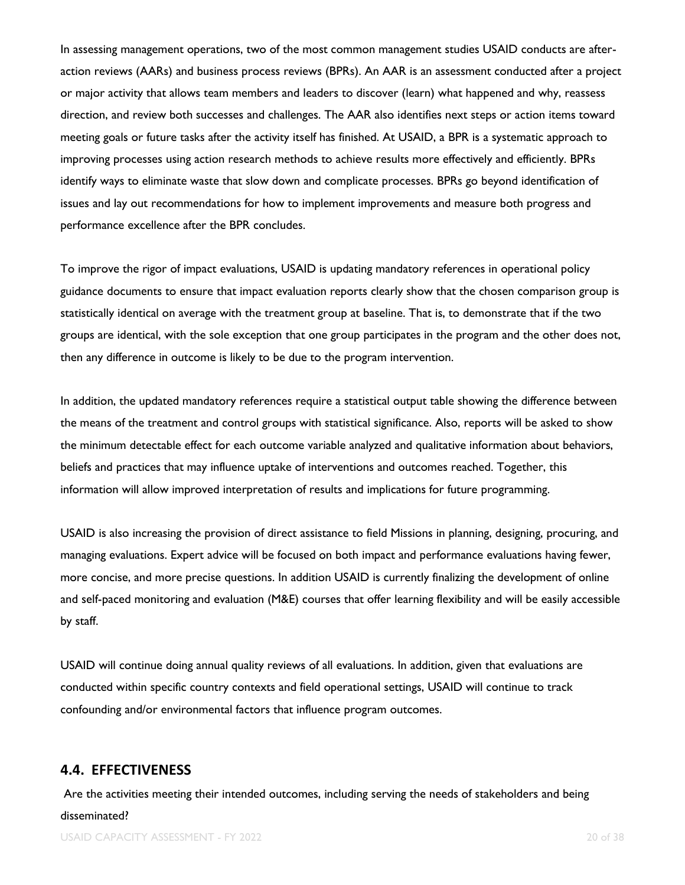In assessing management operations, two of the most common management studies USAID conducts are after-action reviews (AARs) and business process reviews (BPRs). An AAR is an assessment conducted after a project or major activity that allows team members and leaders to discover (learn) what happened and why, reassess direction, and review both successes and challenges. The AAR also identifies next steps or action items toward meeting goals or future tasks after the activity itself has finished. At USAID, a BPR is a systematic approach to improving processes using action research methods to achieve results more effectively and efficiently. BPRs identify ways to eliminate waste that slow down and complicate processes. BPRs go beyond identification of issues and lay out recommendations for how to implement improvements and measure both progress and performance excellence after the BPR concludes.

To improve the rigor of impact evaluations, USAID is updating mandatory references in operational policy guidance documents to ensure that impact evaluation reports clearly show that the chosen comparison group is statistically identical on average with the treatment group at baseline. That is, to demonstrate that if the two groups are identical, with the sole exception that one group participates in the program and the other does not, then any difference in outcome is likely to be due to the program intervention.

In addition, the updated mandatory references require a statistical output table showing the difference between the means of the treatment and control groups with statistical significance. Also, reports will be asked to show the minimum detectable effect for each outcome variable analyzed and qualitative information about behaviors, beliefs and practices that may influence uptake of interventions and outcomes reached. Together, this information will allow improved interpretation of results and implications for future programming.

USAID is also increasing the provision of direct assistance to field Missions in planning, designing, procuring, and managing evaluations. Expert advice will be focused on both impact and performance evaluations having fewer, more concise, and more precise questions. In addition USAID is currently finalizing the development of online and self-paced monitoring and evaluation (M&E) courses that offer learning flexibility and will be easily accessible by staff.

USAID will continue doing annual quality reviews of all evaluations. In addition, given that evaluations are conducted within specific country contexts and field operational settings, USAID will continue to track confounding and/or environmental factors that influence program outcomes.

## 4.4. EFFECTIVENESS

Are the activities meeting their intended outcomes, including serving the needs of stakeholders and being disseminated?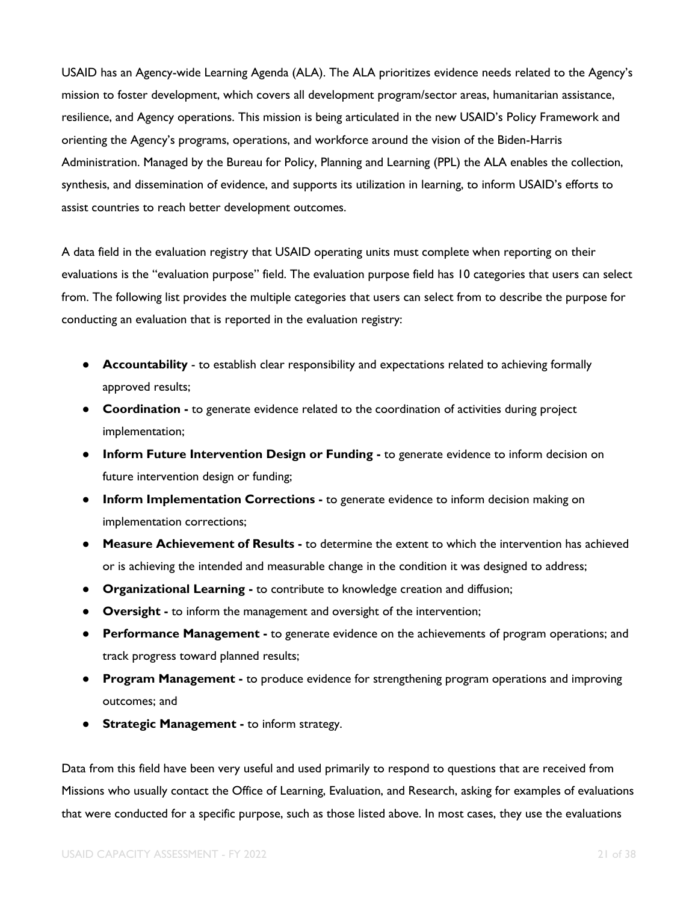USAID has an Agency-wide Learning Agenda (ALA). The ALA prioritizes evidence needs related to the Agency's mission to foster development, which covers all development program/sector areas, humanitarian assistance, resilience, and Agency operations. This mission is being articulated in the new USAID's Policy Framework and orienting the Agency's programs, operations, and workforce around the vision of the Biden-Harris Administration. Managed by the Bureau for Policy, Planning and Learning (PPL) the ALA enables the collection, synthesis, and dissemination of evidence, and supports its utilization in learning, to inform USAID's efforts to assist countries to reach better development outcomes.

A data field in the evaluation registry that USAID operating units must complete when reporting on their evaluations is the "evaluation purpose" field. The evaluation purpose field has 10 categories that users can select from. The following list provides the multiple categories that users can select from to describe the purpose for conducting an evaluation that is reported in the evaluation registry:

- **Accountability** - to establish clear responsibility and expectations related to achieving formally approved results;
- **Coordination -** to generate evidence related to the coordination of activities during project implementation;
- **Inform Future Intervention Design or Funding -** to generate evidence to inform decision on future intervention design or funding;
- **Inform Implementation Corrections -** to generate evidence to inform decision making on implementation corrections;
- **Measure Achievement of Results -** to determine the extent to which the intervention has achieved or is achieving the intended and measurable change in the condition it was designed to address;
- **Organizational Learning -** to contribute to knowledge creation and diffusion;
- **Oversight -** to inform the management and oversight of the intervention;
- **Performance Management -** to generate evidence on the achievements of program operations; and track progress toward planned results;
- **Program Management -** to produce evidence for strengthening program operations and improving outcomes; and
- **Strategic Management -** to inform strategy.

Data from this field have been very useful and used primarily to respond to questions that are received from Missions who usually contact the Office of Learning, Evaluation, and Research, asking for examples of evaluations that were conducted for a specific purpose, such as those listed above. In most cases, they use the evaluations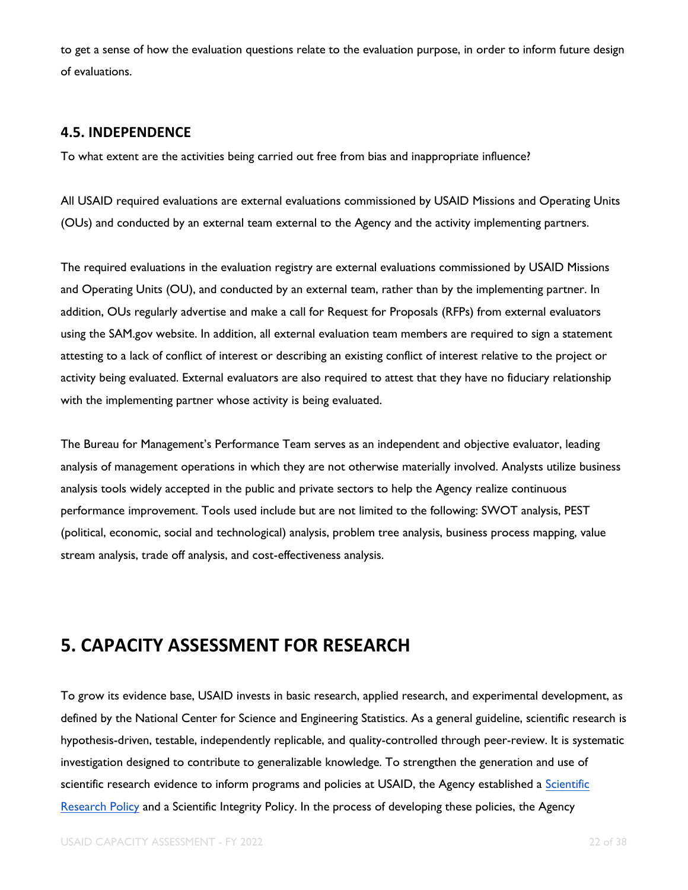to get a sense of how the evaluation questions relate to the evaluation purpose, in order to inform future design of evaluations.

### 4.5. INDEPENDENCE

To what extent are the activities being carried out free from bias and inappropriate influence?

All USAID required evaluations are external evaluations commissioned by USAID Missions and Operating Units (OUs) and conducted by an external team external to the Agency and the activity implementing partners.

The required evaluations in the evaluation registry are external evaluations commissioned by USAID Missions and Operating Units (OU), and conducted by an external team, rather than by the implementing partner. In addition, OUs regularly advertise and make a call for Request for Proposals (RFPs) from external evaluators using the SAM.gov website. In addition, all external evaluation team members are required to sign a statement attesting to a lack of conflict of interest or describing an existing conflict of interest relative to the project or activity being evaluated. External evaluators are also required to attest that they have no fiduciary relationship with the implementing partner whose activity is being evaluated.

The Bureau for Management's Performance Team serves as an independent and objective evaluator, leading analysis of management operations in which they are not otherwise materially involved. Analysts utilize business analysis tools widely accepted in the public and private sectors to help the Agency realize continuous performance improvement. Tools used include but are not limited to the following: SWOT analysis, PEST (political, economic, social and technological) analysis, problem tree analysis, business process mapping, value stream analysis, trade off analysis, and cost-effectiveness analysis.

## 5. CAPACITY ASSESSMENT FOR RESEARCH

To grow its evidence base, USAID invests in basic research, applied research, and experimental development, as defined by the National Center for Science and Engineering Statistics. As a general guideline, scientific research is hypothesis-driven, testable, independently replicable, and quality-controlled through peer-review. It is systematic investigation designed to contribute to generalizable knowledge. To strengthen the generation and use of scientific research evidence to inform programs and policies at USAID, the Agency established a Scientific Research Policy and a Scientific Integrity Policy. In the process of developing these policies, the Agency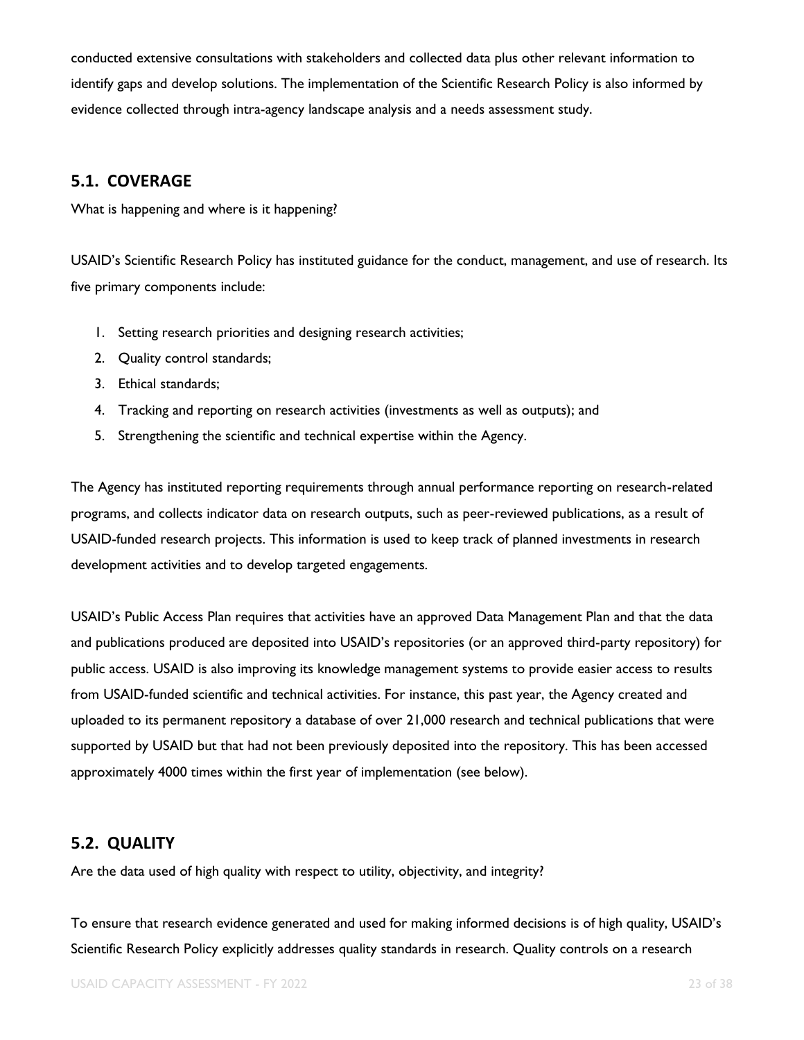conducted extensive consultations with stakeholders and collected data plus other relevant information to identify gaps and develop solutions. The implementation of the Scientific Research Policy is also informed by evidence collected through intra-agency landscape analysis and a needs assessment study.

## 5.1. COVERAGE

What is happening and where is it happening?

USAID's Scientific Research Policy has instituted guidance for the conduct, management, and use of research. Its five primary components include:

1. Setting research priorities and designing research activities;
2. Quality control standards;
3. Ethical standards;
4. Tracking and reporting on research activities (investments as well as outputs); and
5. Strengthening the scientific and technical expertise within the Agency.

The Agency has instituted reporting requirements through annual performance reporting on research-related programs, and collects indicator data on research outputs, such as peer-reviewed publications, as a result of USAID-funded research projects. This information is used to keep track of planned investments in research development activities and to develop targeted engagements.

USAID's Public Access Plan requires that activities have an approved Data Management Plan and that the data and publications produced are deposited into USAID's repositories (or an approved third-party repository) for public access. USAID is also improving its knowledge management systems to provide easier access to results from USAID-funded scientific and technical activities. For instance, this past year, the Agency created and uploaded to its permanent repository a database of over 21,000 research and technical publications that were supported by USAID but that had not been previously deposited into the repository. This has been accessed approximately 4000 times within the first year of implementation (see below).

## 5.2. QUALITY

Are the data used of high quality with respect to utility, objectivity, and integrity?

To ensure that research evidence generated and used for making informed decisions is of high quality, USAID's Scientific Research Policy explicitly addresses quality standards in research. Quality controls on a research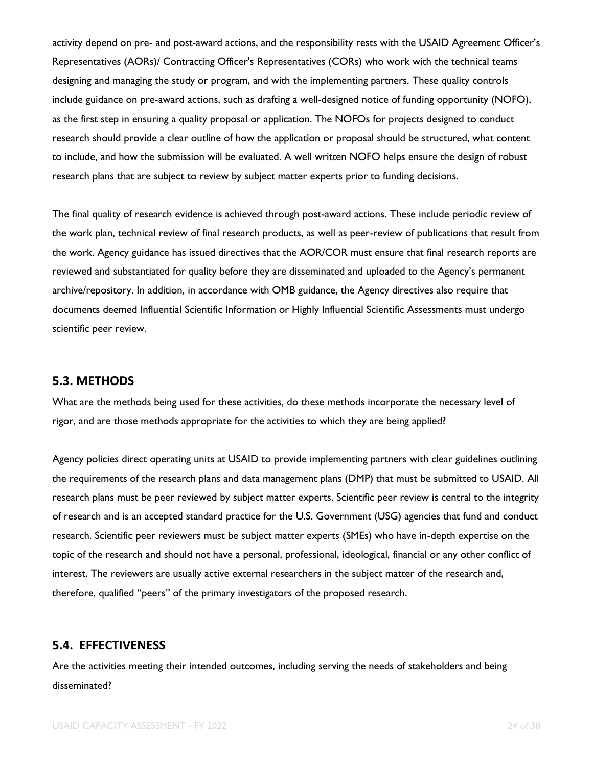activity depend on pre- and post-award actions, and the responsibility rests with the USAID Agreement Officer's Representatives (AORs)/ Contracting Officer's Representatives (CORs) who work with the technical teams designing and managing the study or program, and with the implementing partners. These quality controls include guidance on pre-award actions, such as drafting a well-designed notice of funding opportunity (NOFO), as the first step in ensuring a quality proposal or application. The NOFOs for projects designed to conduct research should provide a clear outline of how the application or proposal should be structured, what content to include, and how the submission will be evaluated. A well written NOFO helps ensure the design of robust research plans that are subject to review by subject matter experts prior to funding decisions.

The final quality of research evidence is achieved through post-award actions. These include periodic review of the work plan, technical review of final research products, as well as peer-review of publications that result from the work. Agency guidance has issued directives that the AOR/COR must ensure that final research reports are reviewed and substantiated for quality before they are disseminated and uploaded to the Agency's permanent archive/repository. In addition, in accordance with OMB guidance, the Agency directives also require that documents deemed Influential Scientific Information or Highly Influential Scientific Assessments must undergo scientific peer review.

## 5.3. METHODS

What are the methods being used for these activities, do these methods incorporate the necessary level of rigor, and are those methods appropriate for the activities to which they are being applied?

Agency policies direct operating units at USAID to provide implementing partners with clear guidelines outlining the requirements of the research plans and data management plans (DMP) that must be submitted to USAID. All research plans must be peer reviewed by subject matter experts. Scientific peer review is central to the integrity of research and is an accepted standard practice for the U.S. Government (USG) agencies that fund and conduct research. Scientific peer reviewers must be subject matter experts (SMEs) who have in-depth expertise on the topic of the research and should not have a personal, professional, ideological, financial or any other conflict of interest. The reviewers are usually active external researchers in the subject matter of the research and, therefore, qualified "peers" of the primary investigators of the proposed research.

## 5.4. EFFECTIVENESS

Are the activities meeting their intended outcomes, including serving the needs of stakeholders and being disseminated?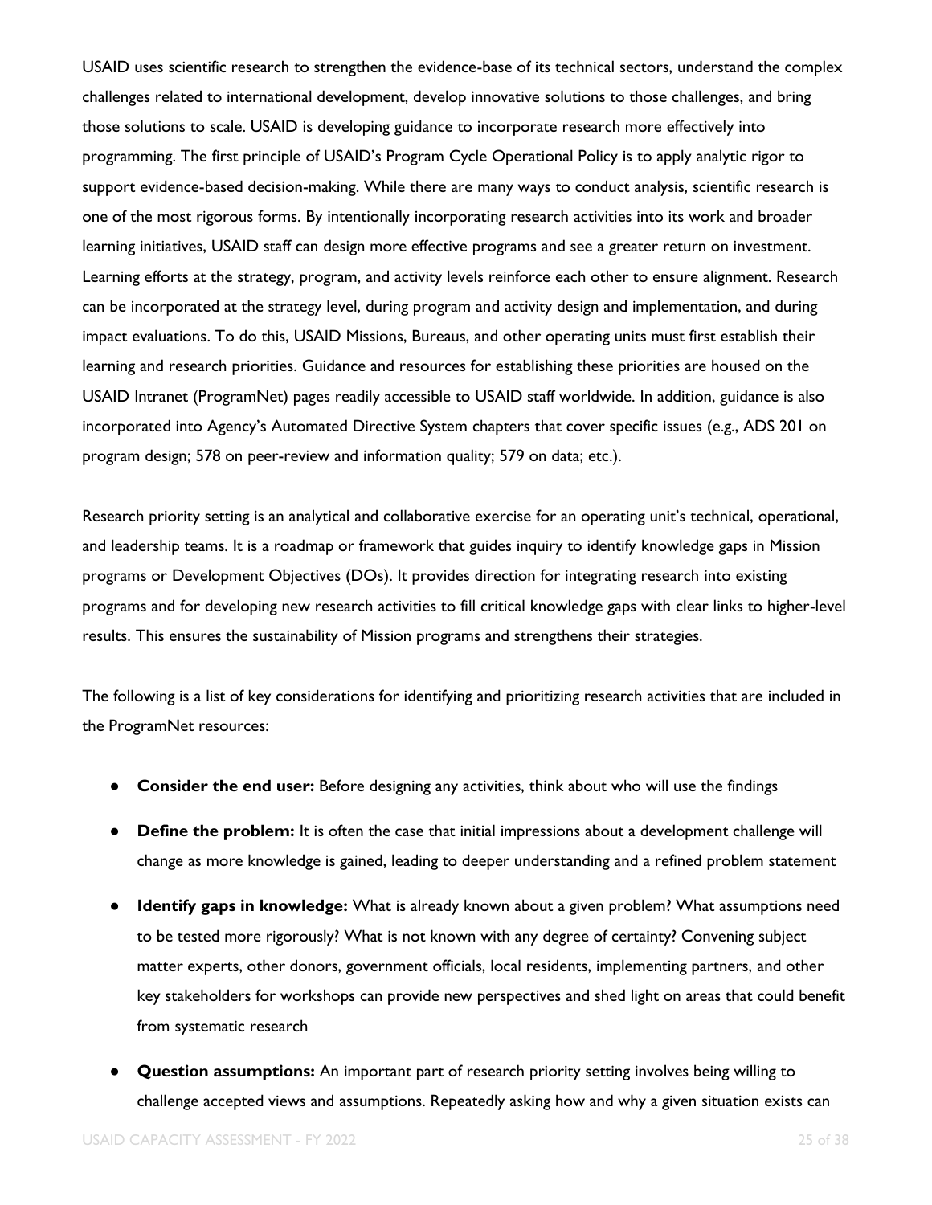USAID uses scientific research to strengthen the evidence-base of its technical sectors, understand the complex challenges related to international development, develop innovative solutions to those challenges, and bring those solutions to scale. USAID is developing guidance to incorporate research more effectively into programming. The first principle of USAID's Program Cycle Operational Policy is to apply analytic rigor to support evidence-based decision-making. While there are many ways to conduct analysis, scientific research is one of the most rigorous forms. By intentionally incorporating research activities into its work and broader learning initiatives, USAID staff can design more effective programs and see a greater return on investment. Learning efforts at the strategy, program, and activity levels reinforce each other to ensure alignment. Research can be incorporated at the strategy level, during program and activity design and implementation, and during impact evaluations. To do this, USAID Missions, Bureaus, and other operating units must first establish their learning and research priorities. Guidance and resources for establishing these priorities are housed on the USAID Intranet (ProgramNet) pages readily accessible to USAID staff worldwide. In addition, guidance is also incorporated into Agency's Automated Directive System chapters that cover specific issues (e.g., ADS 201 on program design; 578 on peer-review and information quality; 579 on data; etc.).

Research priority setting is an analytical and collaborative exercise for an operating unit's technical, operational, and leadership teams. It is a roadmap or framework that guides inquiry to identify knowledge gaps in Mission programs or Development Objectives (DOs). It provides direction for integrating research into existing programs and for developing new research activities to fill critical knowledge gaps with clear links to higher-level results. This ensures the sustainability of Mission programs and strengthens their strategies.

The following is a list of key considerations for identifying and prioritizing research activities that are included in the ProgramNet resources:

- **Consider the end user:** Before designing any activities, think about who will use the findings
- **Define the problem:** It is often the case that initial impressions about a development challenge will change as more knowledge is gained, leading to deeper understanding and a refined problem statement
- **Identify gaps in knowledge:** What is already known about a given problem? What assumptions need to be tested more rigorously? What is not known with any degree of certainty? Convening subject matter experts, other donors, government officials, local residents, implementing partners, and other key stakeholders for workshops can provide new perspectives and shed light on areas that could benefit from systematic research
- **Question assumptions:** An important part of research priority setting involves being willing to challenge accepted views and assumptions. Repeatedly asking how and why a given situation exists can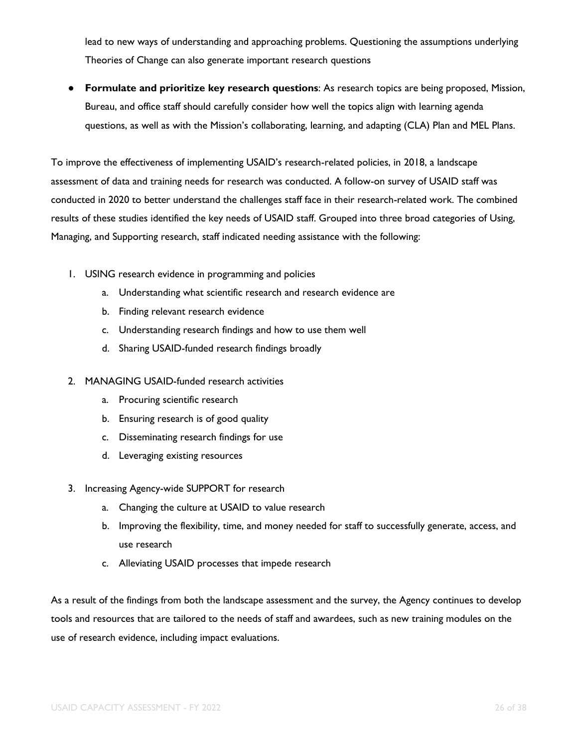lead to new ways of understanding and approaching problems. Questioning the assumptions underlying Theories of Change can also generate important research questions

- **Formulate and prioritize key research questions**: As research topics are being proposed, Mission, Bureau, and office staff should carefully consider how well the topics align with learning agenda questions, as well as with the Mission's collaborating, learning, and adapting (CLA) Plan and MEL Plans.

To improve the effectiveness of implementing USAID's research-related policies, in 2018, a landscape assessment of data and training needs for research was conducted. A follow-on survey of USAID staff was conducted in 2020 to better understand the challenges staff face in their research-related work. The combined results of these studies identified the key needs of USAID staff. Grouped into three broad categories of Using, Managing, and Supporting research, staff indicated needing assistance with the following:

1. USING research evidence in programming and policies
   a. Understanding what scientific research and research evidence are
   b. Finding relevant research evidence
   c. Understanding research findings and how to use them well
   d. Sharing USAID-funded research findings broadly

2. MANAGING USAID-funded research activities
   a. Procuring scientific research
   b. Ensuring research is of good quality
   c. Disseminating research findings for use
   d. Leveraging existing resources

3. Increasing Agency-wide SUPPORT for research
   a. Changing the culture at USAID to value research
   b. Improving the flexibility, time, and money needed for staff to successfully generate, access, and use research
   c. Alleviating USAID processes that impede research

As a result of the findings from both the landscape assessment and the survey, the Agency continues to develop tools and resources that are tailored to the needs of staff and awardees, such as new training modules on the use of research evidence, including impact evaluations.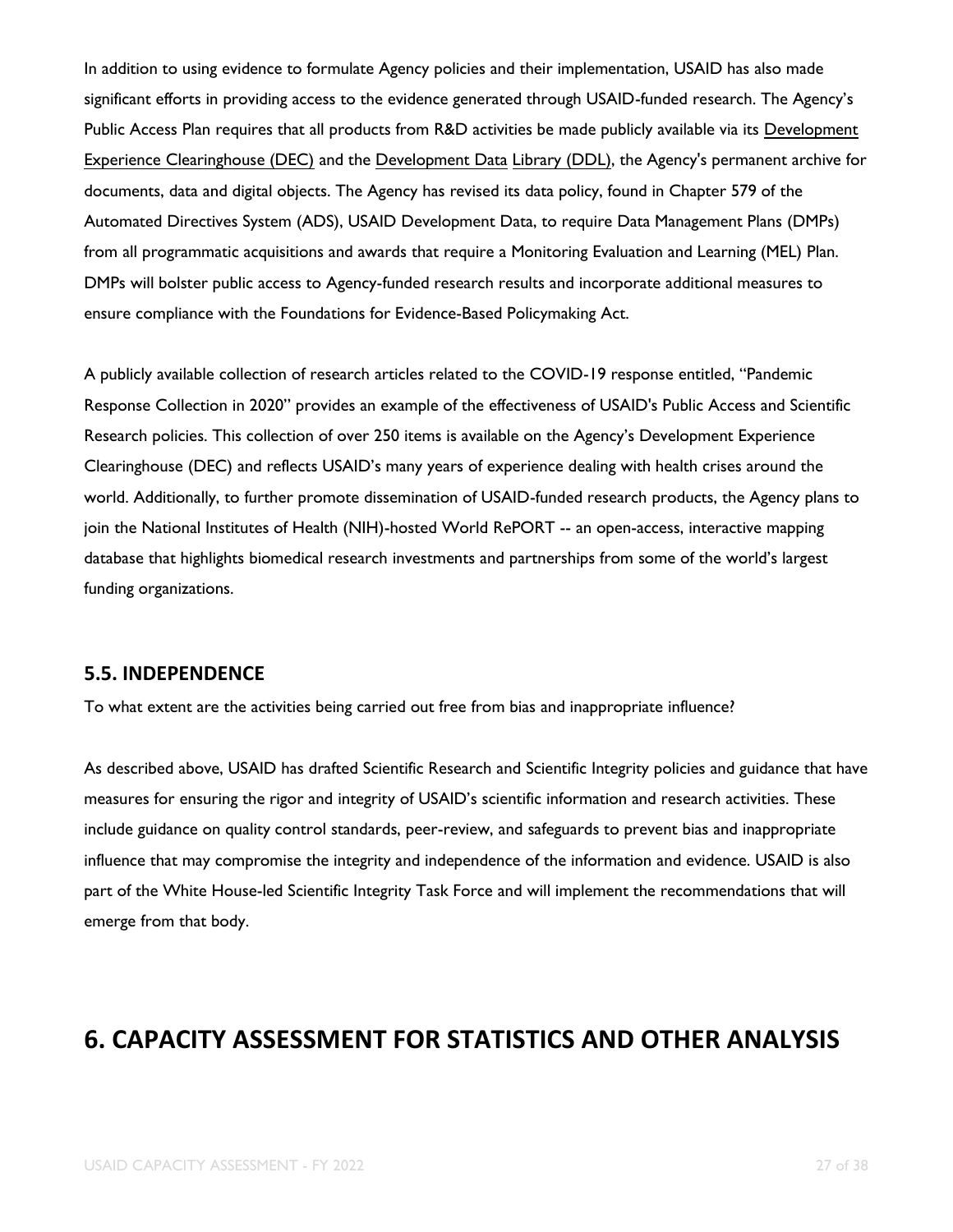In addition to using evidence to formulate Agency policies and their implementation, USAID has also made significant efforts in providing access to the evidence generated through USAID-funded research. The Agency's Public Access Plan requires that all products from R&D activities be made publicly available via its Development Experience Clearinghouse (DEC) and the Development Data Library (DDL), the Agency's permanent archive for documents, data and digital objects. The Agency has revised its data policy, found in Chapter 579 of the Automated Directives System (ADS), USAID Development Data, to require Data Management Plans (DMPs) from all programmatic acquisitions and awards that require a Monitoring Evaluation and Learning (MEL) Plan. DMPs will bolster public access to Agency-funded research results and incorporate additional measures to ensure compliance with the Foundations for Evidence-Based Policymaking Act.

A publicly available collection of research articles related to the COVID-19 response entitled, "Pandemic Response Collection in 2020" provides an example of the effectiveness of USAID's Public Access and Scientific Research policies. This collection of over 250 items is available on the Agency's Development Experience Clearinghouse (DEC) and reflects USAID's many years of experience dealing with health crises around the world. Additionally, to further promote dissemination of USAID-funded research products, the Agency plans to join the National Institutes of Health (NIH)-hosted World RePORT -- an open-access, interactive mapping database that highlights biomedical research investments and partnerships from some of the world's largest funding organizations.

### 5.5. INDEPENDENCE

To what extent are the activities being carried out free from bias and inappropriate influence?

As described above, USAID has drafted Scientific Research and Scientific Integrity policies and guidance that have measures for ensuring the rigor and integrity of USAID's scientific information and research activities. These include guidance on quality control standards, peer-review, and safeguards to prevent bias and inappropriate influence that may compromise the integrity and independence of the information and evidence. USAID is also part of the White House-led Scientific Integrity Task Force and will implement the recommendations that will emerge from that body.

# 6. CAPACITY ASSESSMENT FOR STATISTICS AND OTHER ANALYSIS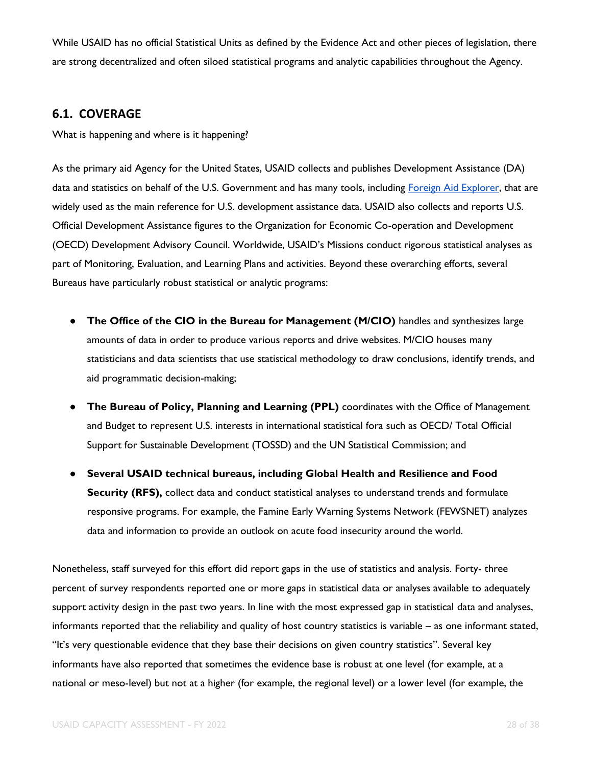While USAID has no official Statistical Units as defined by the Evidence Act and other pieces of legislation, there are strong decentralized and often siloed statistical programs and analytic capabilities throughout the Agency.

## 6.1. COVERAGE

What is happening and where is it happening?

As the primary aid Agency for the United States, USAID collects and publishes Development Assistance (DA) data and statistics on behalf of the U.S. Government and has many tools, including [Foreign Aid Explorer](), that are widely used as the main reference for U.S. development assistance data. USAID also collects and reports U.S. Official Development Assistance figures to the Organization for Economic Co-operation and Development (OECD) Development Advisory Council. Worldwide, USAID's Missions conduct rigorous statistical analyses as part of Monitoring, Evaluation, and Learning Plans and activities. Beyond these overarching efforts, several Bureaus have particularly robust statistical or analytic programs:

- **The Office of the CIO in the Bureau for Management (M/CIO)** handles and synthesizes large amounts of data in order to produce various reports and drive websites. M/CIO houses many statisticians and data scientists that use statistical methodology to draw conclusions, identify trends, and aid programmatic decision-making;
- **The Bureau of Policy, Planning and Learning (PPL)** coordinates with the Office of Management and Budget to represent U.S. interests in international statistical fora such as OECD/ Total Official Support for Sustainable Development (TOSSD) and the UN Statistical Commission; and
- **Several USAID technical bureaus, including Global Health and Resilience and Food Security (RFS),** collect data and conduct statistical analyses to understand trends and formulate responsive programs. For example, the Famine Early Warning Systems Network (FEWSNET) analyzes data and information to provide an outlook on acute food insecurity around the world.

Nonetheless, staff surveyed for this effort did report gaps in the use of statistics and analysis. Forty- three percent of survey respondents reported one or more gaps in statistical data or analyses available to adequately support activity design in the past two years. In line with the most expressed gap in statistical data and analyses, informants reported that the reliability and quality of host country statistics is variable – as one informant stated, "It's very questionable evidence that they base their decisions on given country statistics". Several key informants have also reported that sometimes the evidence base is robust at one level (for example, at a national or meso-level) but not at a higher (for example, the regional level) or a lower level (for example, the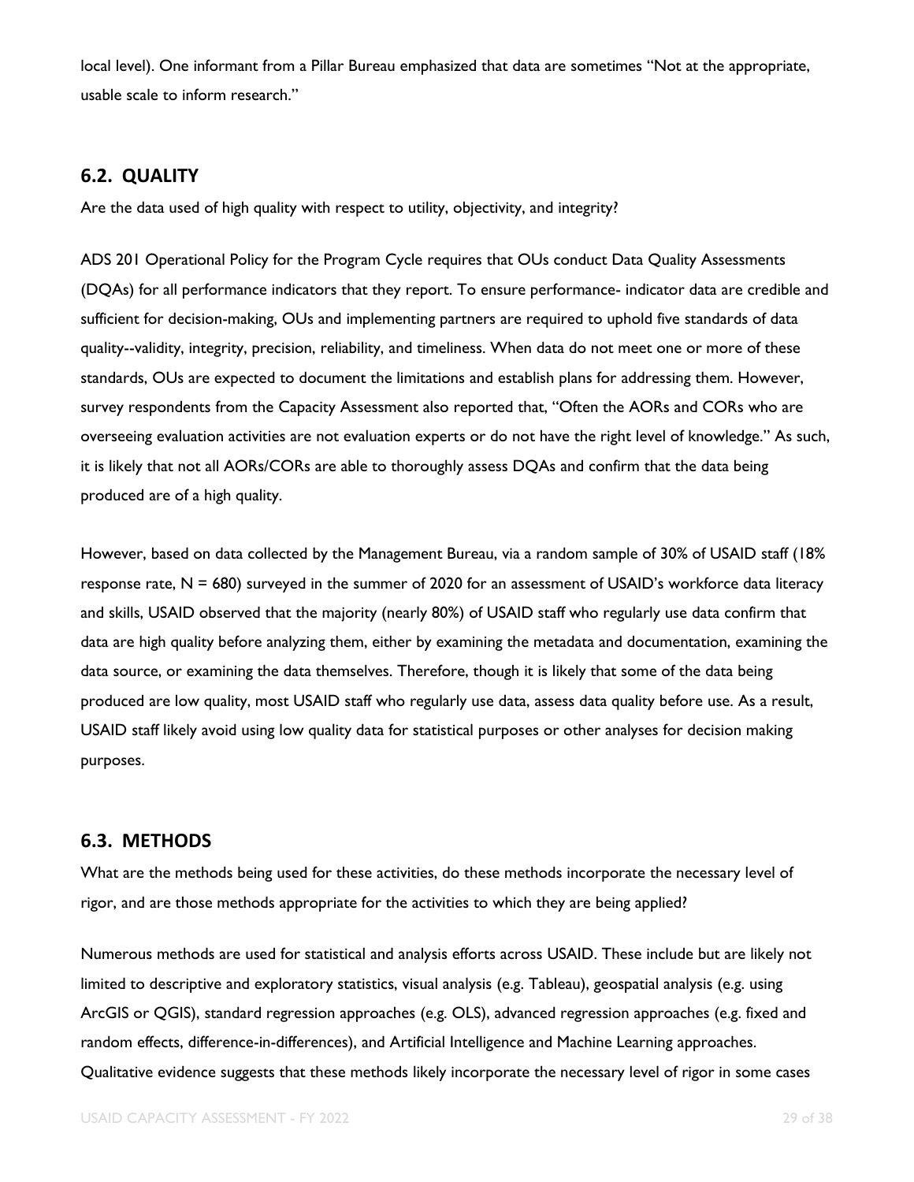local level). One informant from a Pillar Bureau emphasized that data are sometimes "Not at the appropriate, usable scale to inform research."

## 6.2. QUALITY

Are the data used of high quality with respect to utility, objectivity, and integrity?

ADS 201 Operational Policy for the Program Cycle requires that OUs conduct Data Quality Assessments (DQAs) for all performance indicators that they report. To ensure performance- indicator data are credible and sufficient for decision-making, OUs and implementing partners are required to uphold five standards of data quality--validity, integrity, precision, reliability, and timeliness. When data do not meet one or more of these standards, OUs are expected to document the limitations and establish plans for addressing them. However, survey respondents from the Capacity Assessment also reported that, "Often the AORs and CORs who are overseeing evaluation activities are not evaluation experts or do not have the right level of knowledge." As such, it is likely that not all AORs/CORs are able to thoroughly assess DQAs and confirm that the data being produced are of a high quality.

However, based on data collected by the Management Bureau, via a random sample of 30% of USAID staff (18% response rate, N = 680) surveyed in the summer of 2020 for an assessment of USAID's workforce data literacy and skills, USAID observed that the majority (nearly 80%) of USAID staff who regularly use data confirm that data are high quality before analyzing them, either by examining the metadata and documentation, examining the data source, or examining the data themselves. Therefore, though it is likely that some of the data being produced are low quality, most USAID staff who regularly use data, assess data quality before use. As a result, USAID staff likely avoid using low quality data for statistical purposes or other analyses for decision making purposes.

## 6.3. METHODS

What are the methods being used for these activities, do these methods incorporate the necessary level of rigor, and are those methods appropriate for the activities to which they are being applied?

Numerous methods are used for statistical and analysis efforts across USAID. These include but are likely not limited to descriptive and exploratory statistics, visual analysis (e.g. Tableau), geospatial analysis (e.g. using ArcGIS or QGIS), standard regression approaches (e.g. OLS), advanced regression approaches (e.g. fixed and random effects, difference-in-differences), and Artificial Intelligence and Machine Learning approaches. Qualitative evidence suggests that these methods likely incorporate the necessary level of rigor in some cases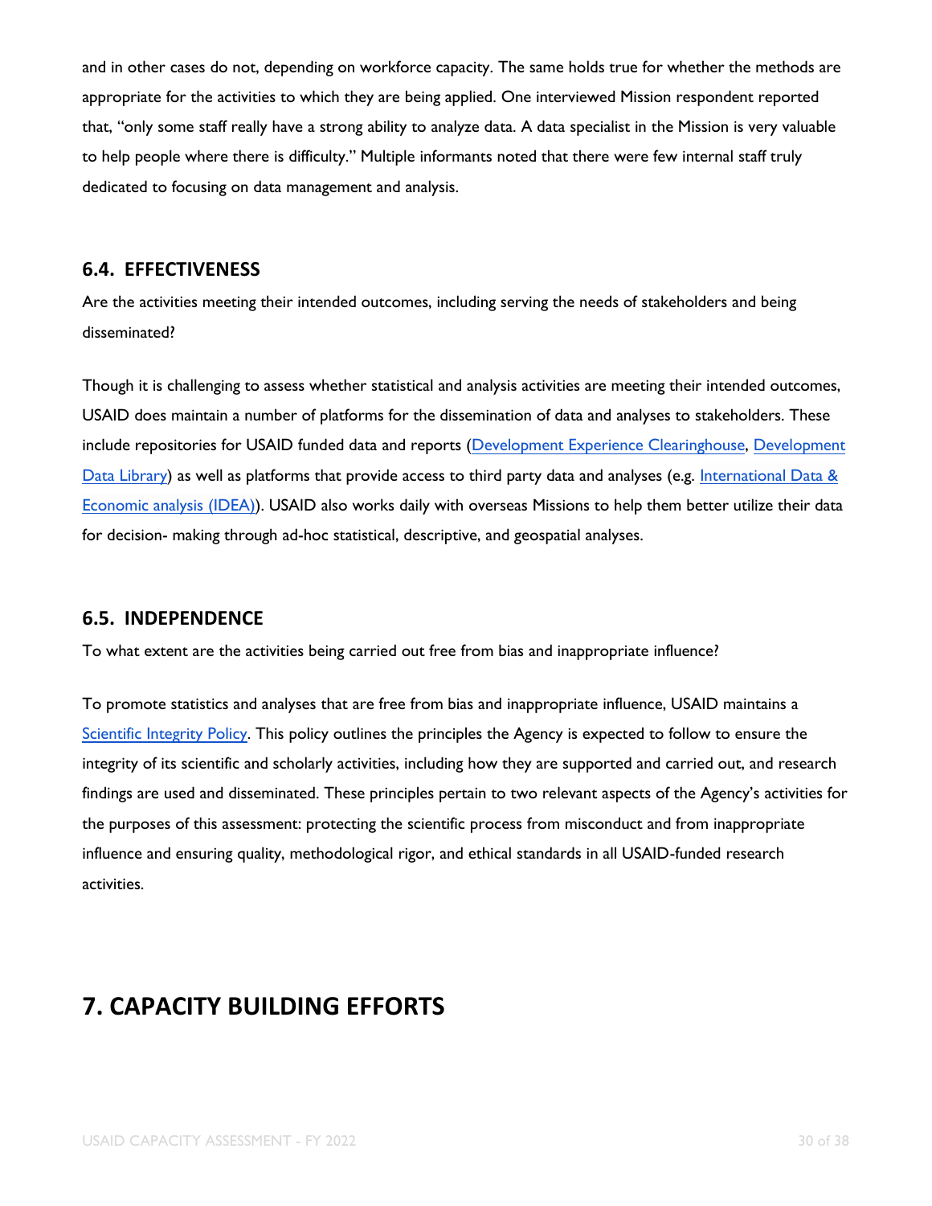and in other cases do not, depending on workforce capacity. The same holds true for whether the methods are appropriate for the activities to which they are being applied. One interviewed Mission respondent reported that, "only some staff really have a strong ability to analyze data. A data specialist in the Mission is very valuable to help people where there is difficulty." Multiple informants noted that there were few internal staff truly dedicated to focusing on data management and analysis.

### 6.4. EFFECTIVENESS

Are the activities meeting their intended outcomes, including serving the needs of stakeholders and being disseminated?

Though it is challenging to assess whether statistical and analysis activities are meeting their intended outcomes, USAID does maintain a number of platforms for the dissemination of data and analyses to stakeholders. These include repositories for USAID funded data and reports (Development Experience Clearinghouse, Development Data Library) as well as platforms that provide access to third party data and analyses (e.g. International Data & Economic analysis (IDEA)). USAID also works daily with overseas Missions to help them better utilize their data for decision- making through ad-hoc statistical, descriptive, and geospatial analyses.

### 6.5. INDEPENDENCE

To what extent are the activities being carried out free from bias and inappropriate influence?

To promote statistics and analyses that are free from bias and inappropriate influence, USAID maintains a Scientific Integrity Policy. This policy outlines the principles the Agency is expected to follow to ensure the integrity of its scientific and scholarly activities, including how they are supported and carried out, and research findings are used and disseminated. These principles pertain to two relevant aspects of the Agency's activities for the purposes of this assessment: protecting the scientific process from misconduct and from inappropriate influence and ensuring quality, methodological rigor, and ethical standards in all USAID-funded research activities.

## 7. CAPACITY BUILDING EFFORTS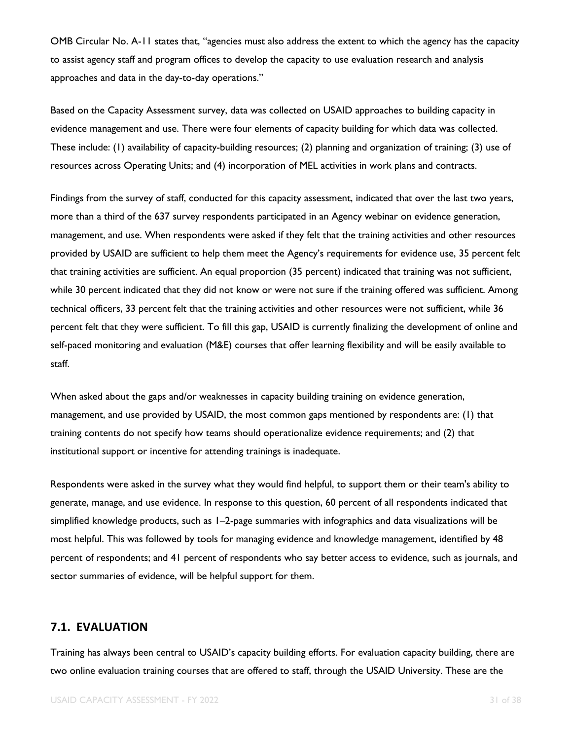OMB Circular No. A-11 states that, "agencies must also address the extent to which the agency has the capacity to assist agency staff and program offices to develop the capacity to use evaluation research and analysis approaches and data in the day-to-day operations."

Based on the Capacity Assessment survey, data was collected on USAID approaches to building capacity in evidence management and use. There were four elements of capacity building for which data was collected. These include: (1) availability of capacity-building resources; (2) planning and organization of training; (3) use of resources across Operating Units; and (4) incorporation of MEL activities in work plans and contracts.

Findings from the survey of staff, conducted for this capacity assessment, indicated that over the last two years, more than a third of the 637 survey respondents participated in an Agency webinar on evidence generation, management, and use. When respondents were asked if they felt that the training activities and other resources provided by USAID are sufficient to help them meet the Agency's requirements for evidence use, 35 percent felt that training activities are sufficient. An equal proportion (35 percent) indicated that training was not sufficient, while 30 percent indicated that they did not know or were not sure if the training offered was sufficient. Among technical officers, 33 percent felt that the training activities and other resources were not sufficient, while 36 percent felt that they were sufficient. To fill this gap, USAID is currently finalizing the development of online and self-paced monitoring and evaluation (M&E) courses that offer learning flexibility and will be easily available to staff.

When asked about the gaps and/or weaknesses in capacity building training on evidence generation, management, and use provided by USAID, the most common gaps mentioned by respondents are: (1) that training contents do not specify how teams should operationalize evidence requirements; and (2) that institutional support or incentive for attending trainings is inadequate.

Respondents were asked in the survey what they would find helpful, to support them or their team's ability to generate, manage, and use evidence. In response to this question, 60 percent of all respondents indicated that simplified knowledge products, such as 1–2-page summaries with infographics and data visualizations will be most helpful. This was followed by tools for managing evidence and knowledge management, identified by 48 percent of respondents; and 41 percent of respondents who say better access to evidence, such as journals, and sector summaries of evidence, will be helpful support for them.

## 7.1. EVALUATION

Training has always been central to USAID's capacity building efforts. For evaluation capacity building, there are two online evaluation training courses that are offered to staff, through the USAID University. These are the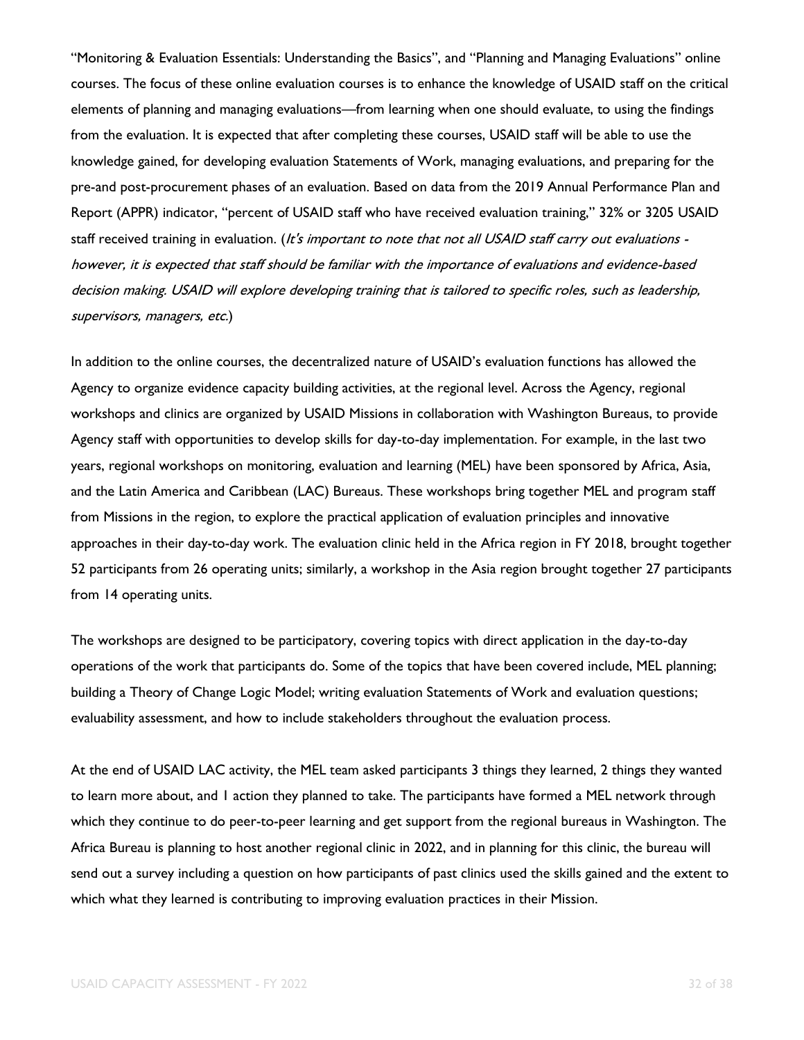"Monitoring & Evaluation Essentials: Understanding the Basics", and "Planning and Managing Evaluations" online courses. The focus of these online evaluation courses is to enhance the knowledge of USAID staff on the critical elements of planning and managing evaluations—from learning when one should evaluate, to using the findings from the evaluation. It is expected that after completing these courses, USAID staff will be able to use the knowledge gained, for developing evaluation Statements of Work, managing evaluations, and preparing for the pre-and post-procurement phases of an evaluation. Based on data from the 2019 Annual Performance Plan and Report (APPR) indicator, "percent of USAID staff who have received evaluation training," 32% or 3205 USAID staff received training in evaluation. (*It's important to note that not all USAID staff carry out evaluations - however, it is expected that staff should be familiar with the importance of evaluations and evidence-based decision making. USAID will explore developing training that is tailored to specific roles, such as leadership, supervisors, managers, etc.*)

In addition to the online courses, the decentralized nature of USAID's evaluation functions has allowed the Agency to organize evidence capacity building activities, at the regional level. Across the Agency, regional workshops and clinics are organized by USAID Missions in collaboration with Washington Bureaus, to provide Agency staff with opportunities to develop skills for day-to-day implementation. For example, in the last two years, regional workshops on monitoring, evaluation and learning (MEL) have been sponsored by Africa, Asia, and the Latin America and Caribbean (LAC) Bureaus. These workshops bring together MEL and program staff from Missions in the region, to explore the practical application of evaluation principles and innovative approaches in their day-to-day work. The evaluation clinic held in the Africa region in FY 2018, brought together 52 participants from 26 operating units; similarly, a workshop in the Asia region brought together 27 participants from 14 operating units.

The workshops are designed to be participatory, covering topics with direct application in the day-to-day operations of the work that participants do. Some of the topics that have been covered include, MEL planning; building a Theory of Change Logic Model; writing evaluation Statements of Work and evaluation questions; evaluability assessment, and how to include stakeholders throughout the evaluation process.

At the end of USAID LAC activity, the MEL team asked participants 3 things they learned, 2 things they wanted to learn more about, and 1 action they planned to take. The participants have formed a MEL network through which they continue to do peer-to-peer learning and get support from the regional bureaus in Washington. The Africa Bureau is planning to host another regional clinic in 2022, and in planning for this clinic, the bureau will send out a survey including a question on how participants of past clinics used the skills gained and the extent to which what they learned is contributing to improving evaluation practices in their Mission.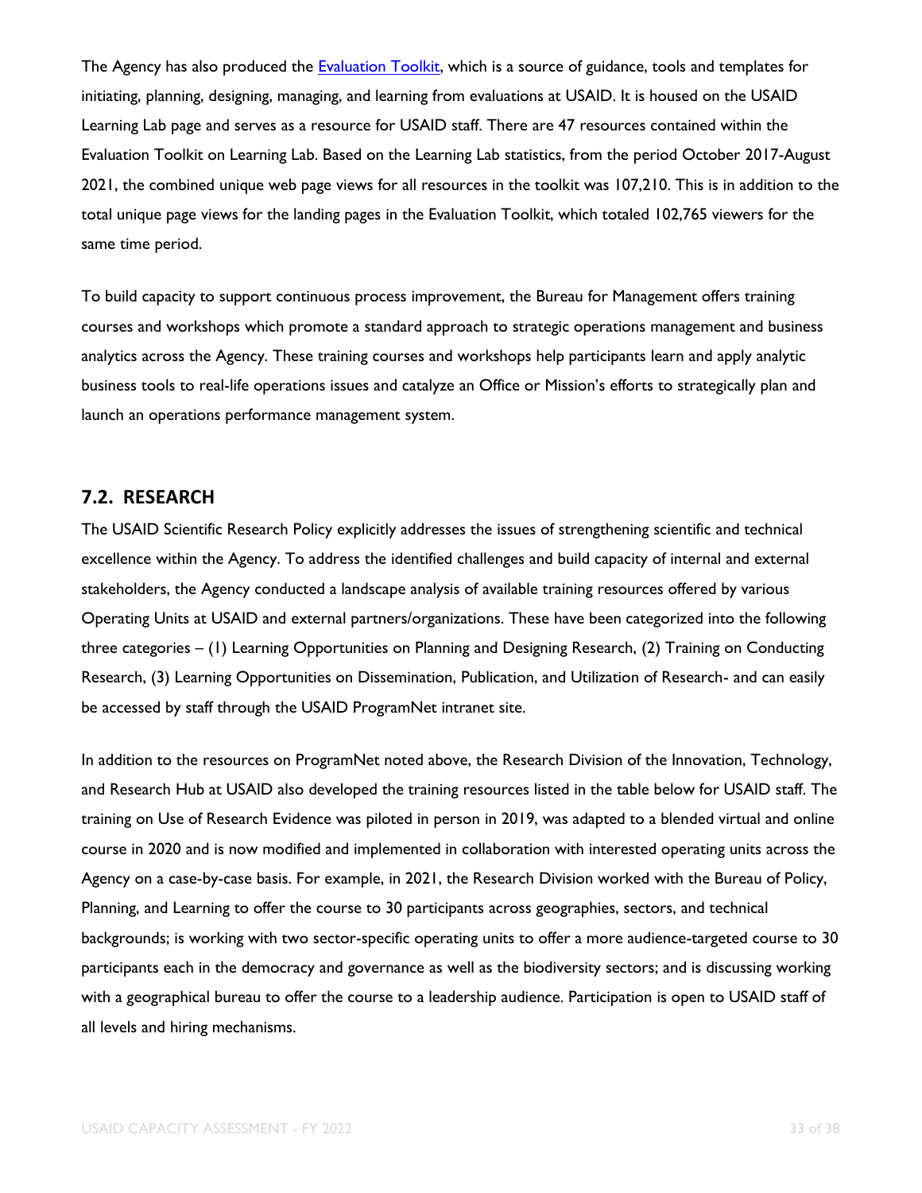The Agency has also produced the [Evaluation Toolkit](), which is a source of guidance, tools and templates for initiating, planning, designing, managing, and learning from evaluations at USAID. It is housed on the USAID Learning Lab page and serves as a resource for USAID staff. There are 47 resources contained within the Evaluation Toolkit on Learning Lab. Based on the Learning Lab statistics, from the period October 2017-August 2021, the combined unique web page views for all resources in the toolkit was 107,210. This is in addition to the total unique page views for the landing pages in the Evaluation Toolkit, which totaled 102,765 viewers for the same time period.

To build capacity to support continuous process improvement, the Bureau for Management offers training courses and workshops which promote a standard approach to strategic operations management and business analytics across the Agency. These training courses and workshops help participants learn and apply analytic business tools to real-life operations issues and catalyze an Office or Mission's efforts to strategically plan and launch an operations performance management system.

## 7.2. RESEARCH

The USAID Scientific Research Policy explicitly addresses the issues of strengthening scientific and technical excellence within the Agency. To address the identified challenges and build capacity of internal and external stakeholders, the Agency conducted a landscape analysis of available training resources offered by various Operating Units at USAID and external partners/organizations. These have been categorized into the following three categories – (1) Learning Opportunities on Planning and Designing Research, (2) Training on Conducting Research, (3) Learning Opportunities on Dissemination, Publication, and Utilization of Research- and can easily be accessed by staff through the USAID ProgramNet intranet site.

In addition to the resources on ProgramNet noted above, the Research Division of the Innovation, Technology, and Research Hub at USAID also developed the training resources listed in the table below for USAID staff. The training on Use of Research Evidence was piloted in person in 2019, was adapted to a blended virtual and online course in 2020 and is now modified and implemented in collaboration with interested operating units across the Agency on a case-by-case basis. For example, in 2021, the Research Division worked with the Bureau of Policy, Planning, and Learning to offer the course to 30 participants across geographies, sectors, and technical backgrounds; is working with two sector-specific operating units to offer a more audience-targeted course to 30 participants each in the democracy and governance as well as the biodiversity sectors; and is discussing working with a geographical bureau to offer the course to a leadership audience. Participation is open to USAID staff of all levels and hiring mechanisms.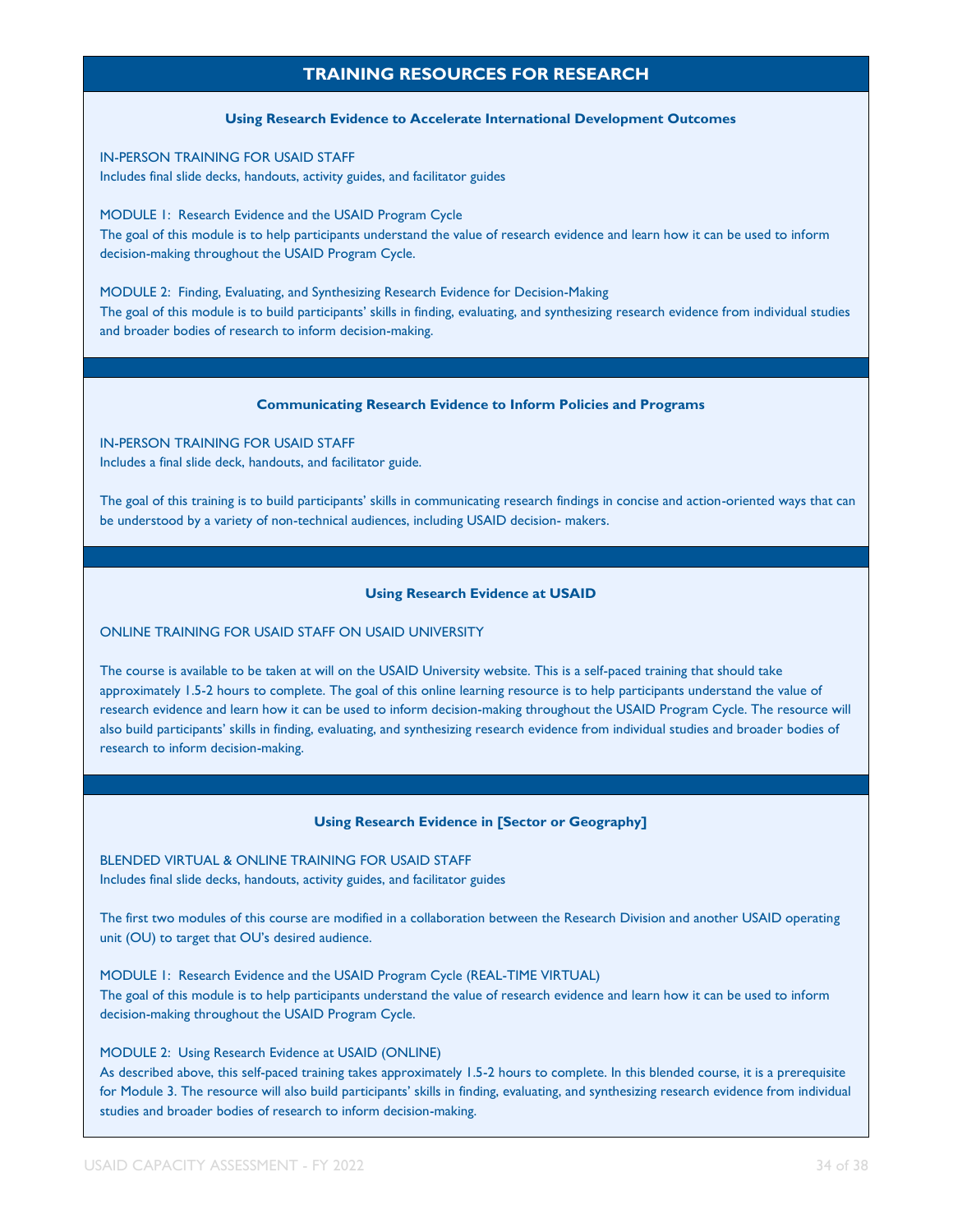## TRAINING RESOURCES FOR RESEARCH

### Using Research Evidence to Accelerate International Development Outcomes

IN-PERSON TRAINING FOR USAID STAFF
Includes final slide decks, handouts, activity guides, and facilitator guides

MODULE 1: Research Evidence and the USAID Program Cycle
The goal of this module is to help participants understand the value of research evidence and learn how it can be used to inform decision-making throughout the USAID Program Cycle.

MODULE 2: Finding, Evaluating, and Synthesizing Research Evidence for Decision-Making
The goal of this module is to build participants' skills in finding, evaluating, and synthesizing research evidence from individual studies and broader bodies of research to inform decision-making.

### Communicating Research Evidence to Inform Policies and Programs

IN-PERSON TRAINING FOR USAID STAFF
Includes a final slide deck, handouts, and facilitator guide.

The goal of this training is to build participants' skills in communicating research findings in concise and action-oriented ways that can be understood by a variety of non-technical audiences, including USAID decision- makers.

### Using Research Evidence at USAID

ONLINE TRAINING FOR USAID STAFF ON USAID UNIVERSITY

The course is available to be taken at will on the USAID University website. This is a self-paced training that should take approximately 1.5-2 hours to complete. The goal of this online learning resource is to help participants understand the value of research evidence and learn how it can be used to inform decision-making throughout the USAID Program Cycle. The resource will also build participants' skills in finding, evaluating, and synthesizing research evidence from individual studies and broader bodies of research to inform decision-making.

### Using Research Evidence in [Sector or Geography]

BLENDED VIRTUAL & ONLINE TRAINING FOR USAID STAFF
Includes final slide decks, handouts, activity guides, and facilitator guides

The first two modules of this course are modified in a collaboration between the Research Division and another USAID operating unit (OU) to target that OU's desired audience.

MODULE 1: Research Evidence and the USAID Program Cycle (REAL-TIME VIRTUAL)
The goal of this module is to help participants understand the value of research evidence and learn how it can be used to inform decision-making throughout the USAID Program Cycle.

MODULE 2: Using Research Evidence at USAID (ONLINE)
As described above, this self-paced training takes approximately 1.5-2 hours to complete. In this blended course, it is a prerequisite for Module 3. The resource will also build participants' skills in finding, evaluating, and synthesizing research evidence from individual studies and broader bodies of research to inform decision-making.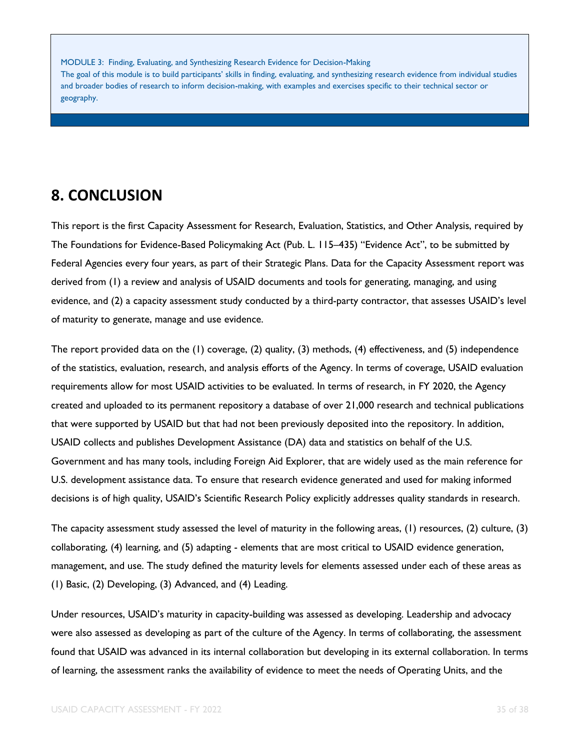MODULE 3: Finding, Evaluating, and Synthesizing Research Evidence for Decision-Making
The goal of this module is to build participants' skills in finding, evaluating, and synthesizing research evidence from individual studies and broader bodies of research to inform decision-making, with examples and exercises specific to their technical sector or geography.

## 8. CONCLUSION

This report is the first Capacity Assessment for Research, Evaluation, Statistics, and Other Analysis, required by The Foundations for Evidence-Based Policymaking Act (Pub. L. 115–435) "Evidence Act", to be submitted by Federal Agencies every four years, as part of their Strategic Plans. Data for the Capacity Assessment report was derived from (1) a review and analysis of USAID documents and tools for generating, managing, and using evidence, and (2) a capacity assessment study conducted by a third-party contractor, that assesses USAID's level of maturity to generate, manage and use evidence.

The report provided data on the (1) coverage, (2) quality, (3) methods, (4) effectiveness, and (5) independence of the statistics, evaluation, research, and analysis efforts of the Agency. In terms of coverage, USAID evaluation requirements allow for most USAID activities to be evaluated. In terms of research, in FY 2020, the Agency created and uploaded to its permanent repository a database of over 21,000 research and technical publications that were supported by USAID but that had not been previously deposited into the repository. In addition, USAID collects and publishes Development Assistance (DA) data and statistics on behalf of the U.S. Government and has many tools, including Foreign Aid Explorer, that are widely used as the main reference for U.S. development assistance data. To ensure that research evidence generated and used for making informed decisions is of high quality, USAID's Scientific Research Policy explicitly addresses quality standards in research.

The capacity assessment study assessed the level of maturity in the following areas, (1) resources, (2) culture, (3) collaborating, (4) learning, and (5) adapting - elements that are most critical to USAID evidence generation, management, and use. The study defined the maturity levels for elements assessed under each of these areas as (1) Basic, (2) Developing, (3) Advanced, and (4) Leading.

Under resources, USAID's maturity in capacity-building was assessed as developing. Leadership and advocacy were also assessed as developing as part of the culture of the Agency. In terms of collaborating, the assessment found that USAID was advanced in its internal collaboration but developing in its external collaboration. In terms of learning, the assessment ranks the availability of evidence to meet the needs of Operating Units, and the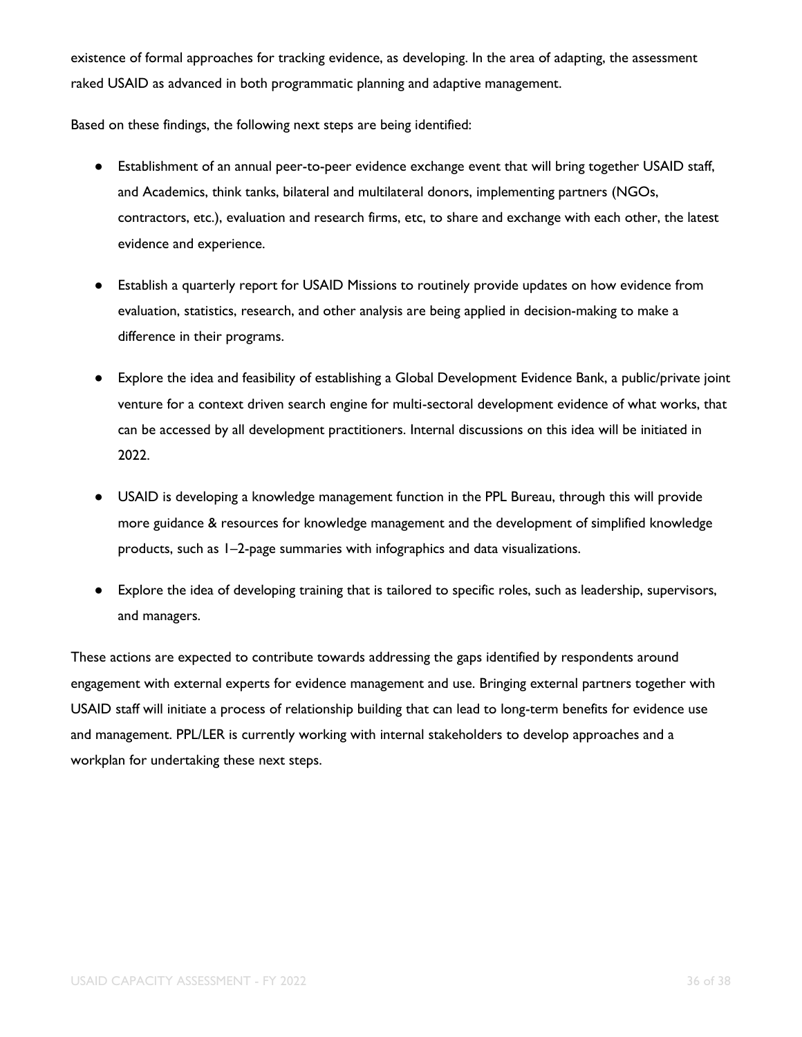existence of formal approaches for tracking evidence, as developing. In the area of adapting, the assessment raked USAID as advanced in both programmatic planning and adaptive management.

Based on these findings, the following next steps are being identified:

- Establishment of an annual peer-to-peer evidence exchange event that will bring together USAID staff, and Academics, think tanks, bilateral and multilateral donors, implementing partners (NGOs, contractors, etc.), evaluation and research firms, etc, to share and exchange with each other, the latest evidence and experience.
- Establish a quarterly report for USAID Missions to routinely provide updates on how evidence from evaluation, statistics, research, and other analysis are being applied in decision-making to make a difference in their programs.
- Explore the idea and feasibility of establishing a Global Development Evidence Bank, a public/private joint venture for a context driven search engine for multi-sectoral development evidence of what works, that can be accessed by all development practitioners. Internal discussions on this idea will be initiated in 2022.
- USAID is developing a knowledge management function in the PPL Bureau, through this will provide more guidance & resources for knowledge management and the development of simplified knowledge products, such as 1–2-page summaries with infographics and data visualizations.
- Explore the idea of developing training that is tailored to specific roles, such as leadership, supervisors, and managers.

These actions are expected to contribute towards addressing the gaps identified by respondents around engagement with external experts for evidence management and use. Bringing external partners together with USAID staff will initiate a process of relationship building that can lead to long-term benefits for evidence use and management. PPL/LER is currently working with internal stakeholders to develop approaches and a workplan for undertaking these next steps.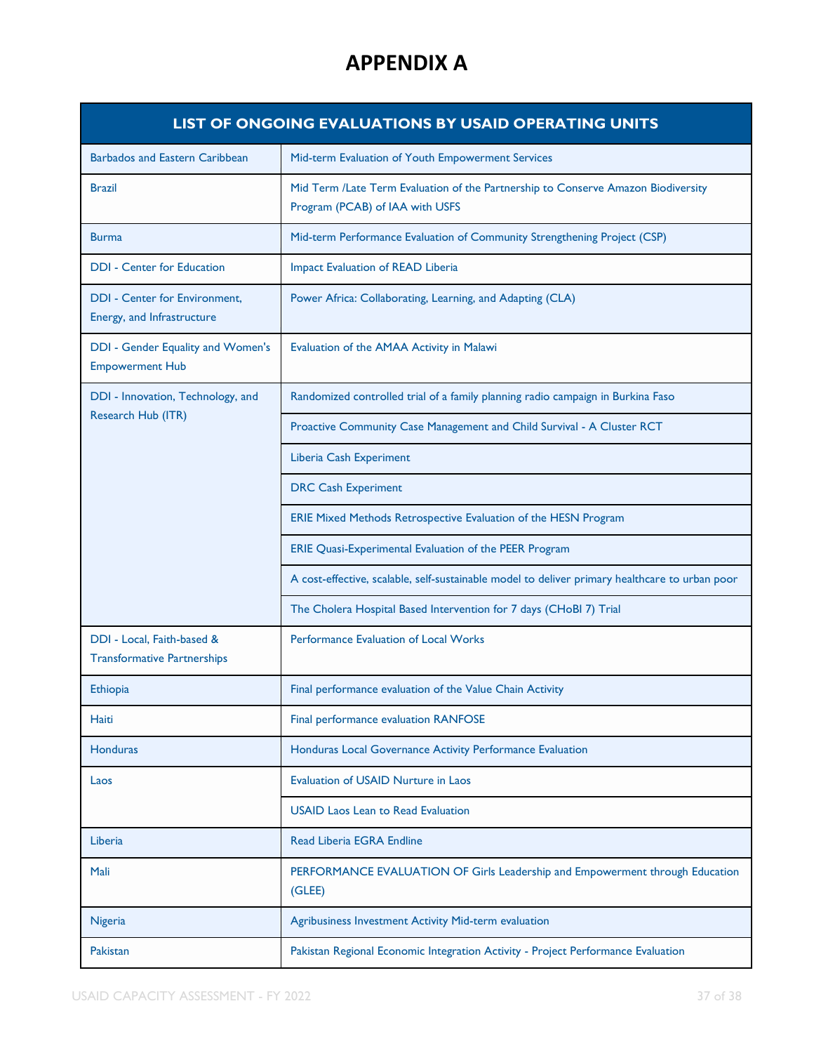# APPENDIX A

| LIST OF ONGOING EVALUATIONS BY USAID OPERATING UNITS | |
|---|---|
| Barbados and Eastern Caribbean | Mid-term Evaluation of Youth Empowerment Services |
| Brazil | Mid Term /Late Term Evaluation of the Partnership to Conserve Amazon Biodiversity Program (PCAB) of IAA with USFS |
| Burma | Mid-term Performance Evaluation of Community Strengthening Project (CSP) |
| DDI - Center for Education | Impact Evaluation of READ Liberia |
| DDI - Center for Environment, Energy, and Infrastructure | Power Africa: Collaborating, Learning, and Adapting (CLA) |
| DDI - Gender Equality and Women's Empowerment Hub | Evaluation of the AMAA Activity in Malawi |
| DDI - Innovation, Technology, and Research Hub (ITR) | Randomized controlled trial of a family planning radio campaign in Burkina Faso |
| | Proactive Community Case Management and Child Survival - A Cluster RCT |
| | Liberia Cash Experiment |
| | DRC Cash Experiment |
| | ERIE Mixed Methods Retrospective Evaluation of the HESN Program |
| | ERIE Quasi-Experimental Evaluation of the PEER Program |
| | A cost-effective, scalable, self-sustainable model to deliver primary healthcare to urban poor |
| | The Cholera Hospital Based Intervention for 7 days (CHoBI 7) Trial |
| DDI - Local, Faith-based & Transformative Partnerships | Performance Evaluation of Local Works |
| Ethiopia | Final performance evaluation of the Value Chain Activity |
| Haiti | Final performance evaluation RANFOSE |
| Honduras | Honduras Local Governance Activity Performance Evaluation |
| Laos | Evaluation of USAID Nurture in Laos |
| | USAID Laos Lean to Read Evaluation |
| Liberia | Read Liberia EGRA Endline |
| Mali | PERFORMANCE EVALUATION OF Girls Leadership and Empowerment through Education (GLEE) |
| Nigeria | Agribusiness Investment Activity Mid-term evaluation |
| Pakistan | Pakistan Regional Economic Integration Activity - Project Performance Evaluation |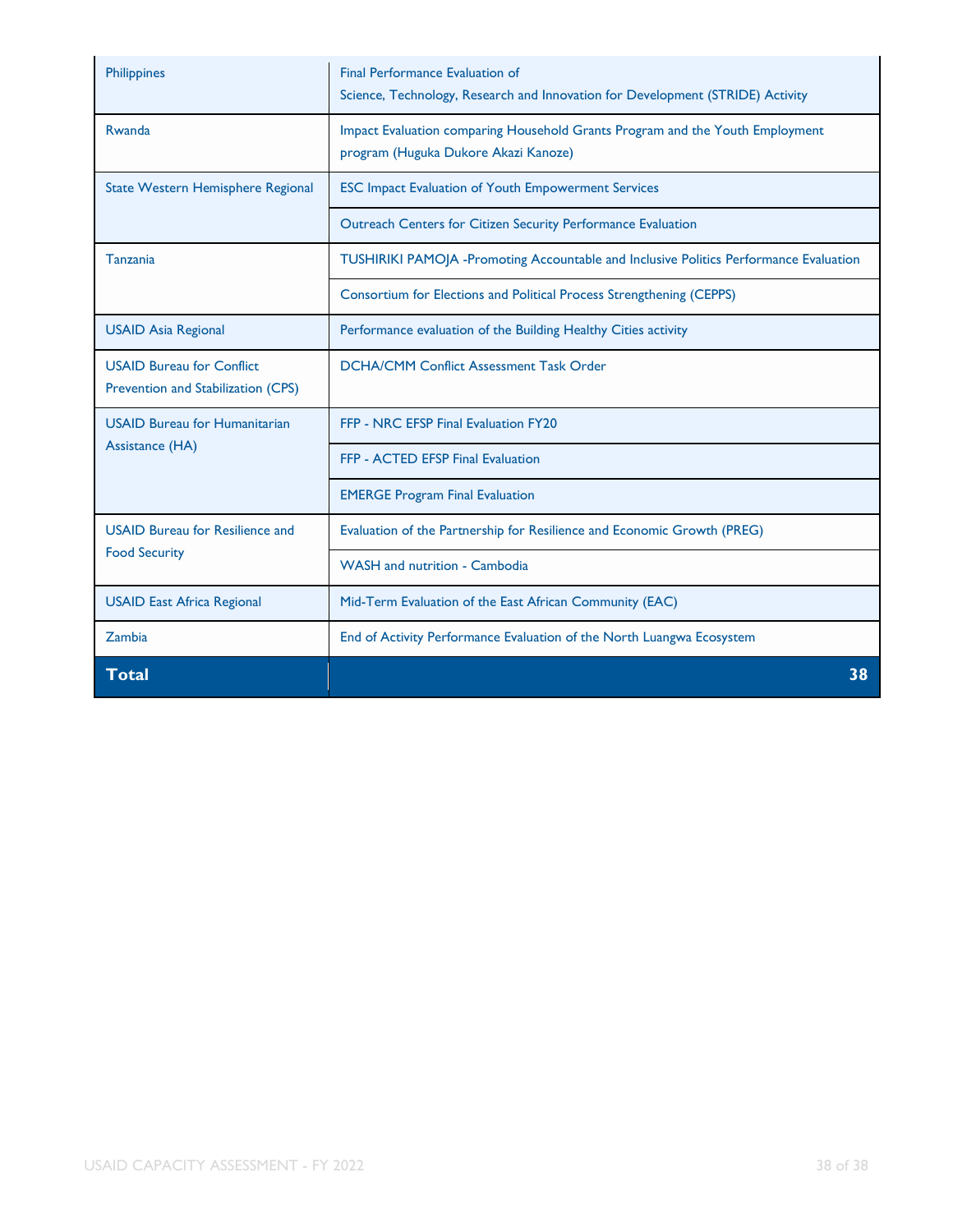| | |
|---|---|
| Philippines | Final Performance Evaluation of Science, Technology, Research and Innovation for Development (STRIDE) Activity |
| Rwanda | Impact Evaluation comparing Household Grants Program and the Youth Employment program (Huguka Dukore Akazi Kanoze) |
| State Western Hemisphere Regional | ESC Impact Evaluation of Youth Empowerment Services |
| | Outreach Centers for Citizen Security Performance Evaluation |
| Tanzania | TUSHIRIKI PAMOJA -Promoting Accountable and Inclusive Politics Performance Evaluation |
| | Consortium for Elections and Political Process Strengthening (CEPPS) |
| USAID Asia Regional | Performance evaluation of the Building Healthy Cities activity |
| USAID Bureau for Conflict Prevention and Stabilization (CPS) | DCHA/CMM Conflict Assessment Task Order |
| USAID Bureau for Humanitarian Assistance (HA) | FFP - NRC EFSP Final Evaluation FY20 |
| | FFP - ACTED EFSP Final Evaluation |
| | EMERGE Program Final Evaluation |
| USAID Bureau for Resilience and Food Security | Evaluation of the Partnership for Resilience and Economic Growth (PREG) |
| | WASH and nutrition - Cambodia |
| USAID East Africa Regional | Mid-Term Evaluation of the East African Community (EAC) |
| Zambia | End of Activity Performance Evaluation of the North Luangwa Ecosystem |
| **Total** | **38** |